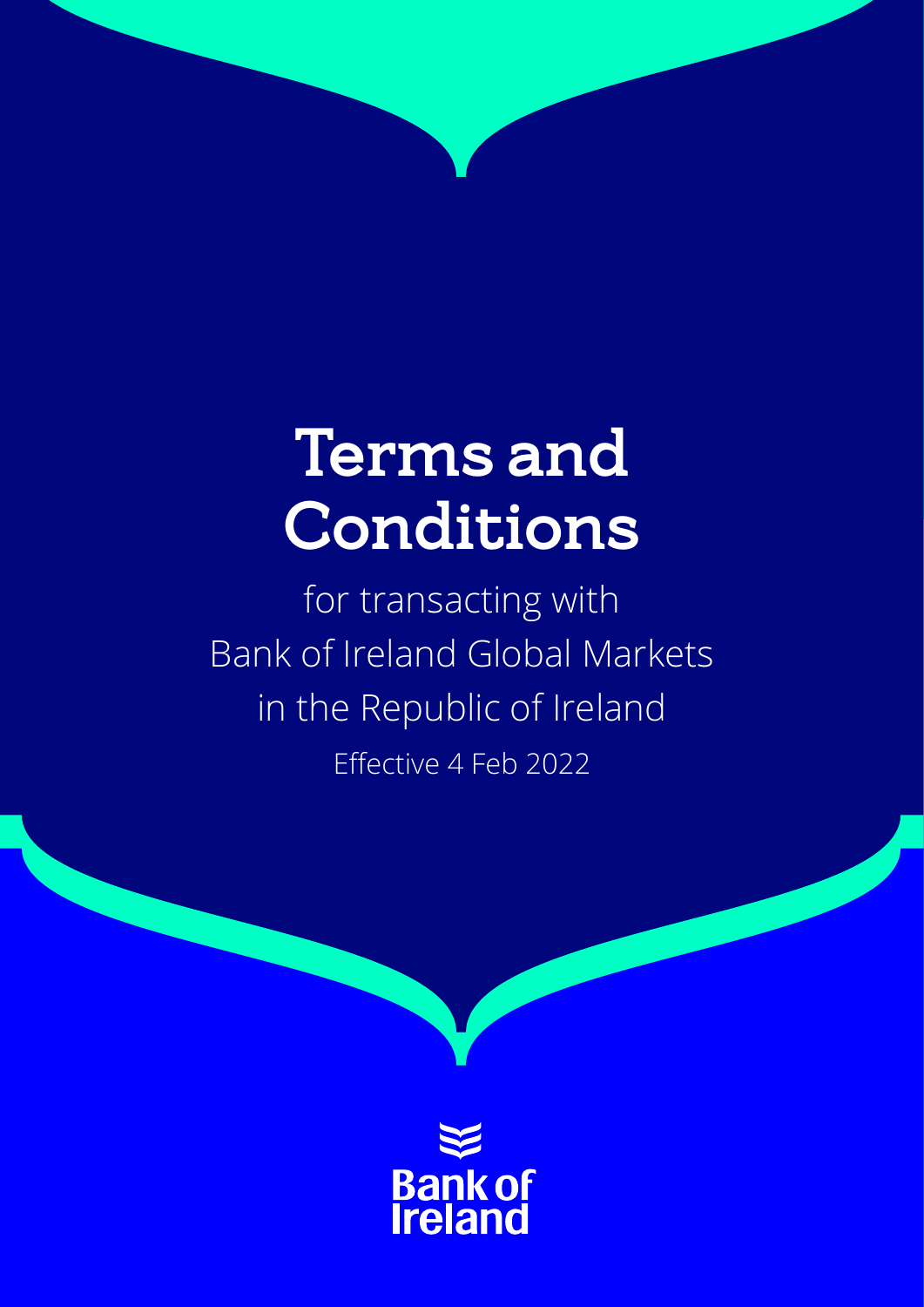# Terms and Conditions

for transacting with Bank of Ireland Global Markets in the Republic of Ireland

Effective 4 Feb 2022

Bank of Ireland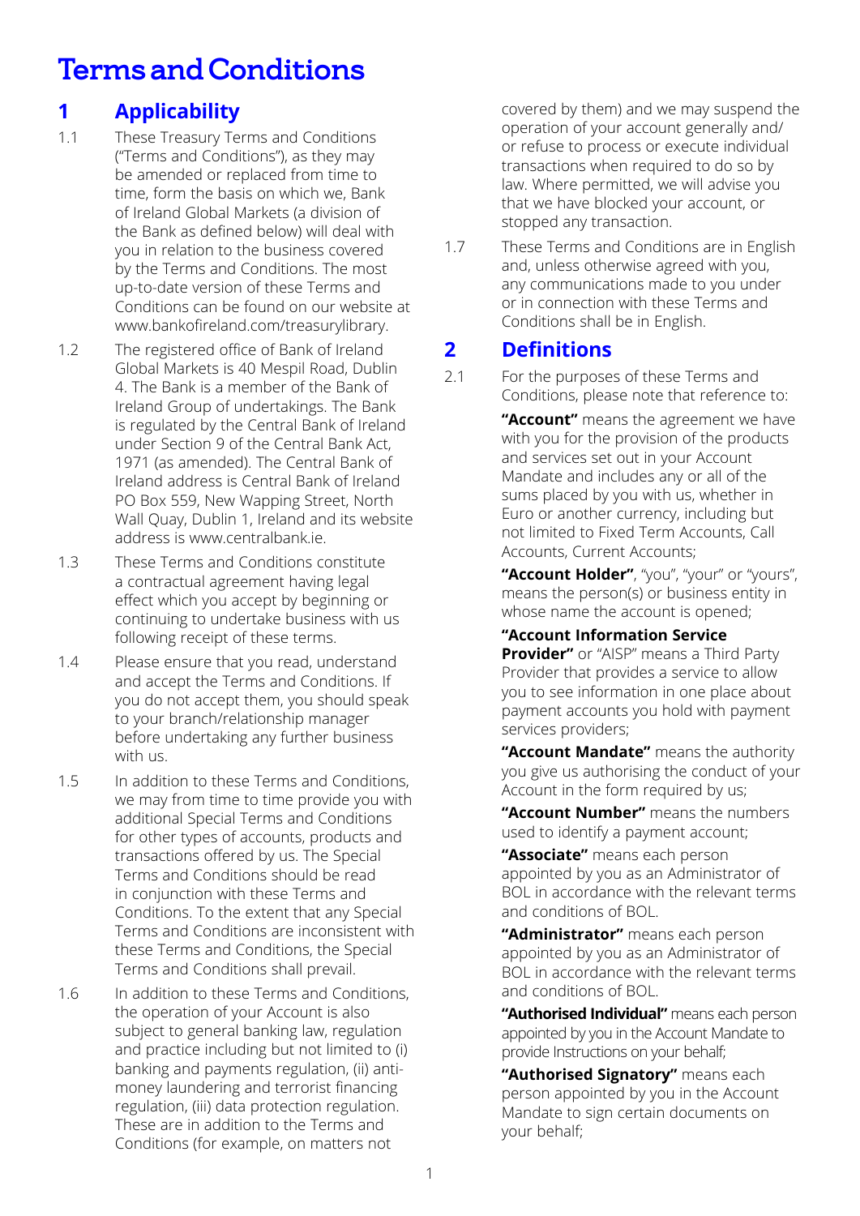# Terms and Conditions

## 1 Applicability

1.1 These Treasury Terms and Conditions ("Terms and Conditions"), as they may be amended or replaced from time to time, form the basis on which we, Bank of Ireland Global Markets (a division of the Bank as defined below) will deal with you in relation to the business covered by the Terms and Conditions. The most up-to-date version of these Terms and Conditions can be found on our website at www.bankofireland.com/treasurylibrary.

1.2 The registered office of Bank of Ireland Global Markets is 40 Mespil Road, Dublin 4. The Bank is a member of the Bank of Ireland Group of undertakings. The Bank is regulated by the Central Bank of Ireland under Section 9 of the Central Bank Act, 1971 (as amended). The Central Bank of Ireland address is Central Bank of Ireland PO Box 559, New Wapping Street, North Wall Quay, Dublin 1, Ireland and its website address is www.centralbank.ie.

1.3 These Terms and Conditions constitute a contractual agreement having legal effect which you accept by beginning or continuing to undertake business with us following receipt of these terms.

1.4 Please ensure that you read, understand and accept the Terms and Conditions. If you do not accept them, you should speak to your branch/relationship manager before undertaking any further business with us.

1.5 In addition to these Terms and Conditions, we may from time to time provide you with additional Special Terms and Conditions for other types of accounts, products and transactions offered by us. The Special Terms and Conditions should be read in conjunction with these Terms and Conditions. To the extent that any Special Terms and Conditions are inconsistent with these Terms and Conditions, the Special Terms and Conditions shall prevail.

1.6 In addition to these Terms and Conditions, the operation of your Account is also subject to general banking law, regulation and practice including but not limited to (i) banking and payments regulation, (ii) anti-money laundering and terrorist financing regulation, (iii) data protection regulation. These are in addition to the Terms and Conditions (for example, on matters not covered by them) and we may suspend the operation of your account generally and/or refuse to process or execute individual transactions when required to do so by law. Where permitted, we will advise you that we have blocked your account, or stopped any transaction.

1.7 These Terms and Conditions are in English and, unless otherwise agreed with you, any communications made to you under or in connection with these Terms and Conditions shall be in English.

## 2 Definitions

2.1 For the purposes of these Terms and Conditions, please note that reference to:

**"Account"** means the agreement we have with you for the provision of the products and services set out in your Account Mandate and includes any or all of the sums placed by you with us, whether in Euro or another currency, including but not limited to Fixed Term Accounts, Call Accounts, Current Accounts;

**"Account Holder"**, "you", "your" or "yours", means the person(s) or business entity in whose name the account is opened;

**"Account Information Service Provider"** or "AISP" means a Third Party Provider that provides a service to allow you to see information in one place about payment accounts you hold with payment services providers;

**"Account Mandate"** means the authority you give us authorising the conduct of your Account in the form required by us;

**"Account Number"** means the numbers used to identify a payment account;

**"Associate"** means each person appointed by you as an Administrator of BOL in accordance with the relevant terms and conditions of BOL.

**"Administrator"** means each person appointed by you as an Administrator of BOL in accordance with the relevant terms and conditions of BOL.

**"Authorised Individual"** means each person appointed by you in the Account Mandate to provide Instructions on your behalf;

**"Authorised Signatory"** means each person appointed by you in the Account Mandate to sign certain documents on your behalf;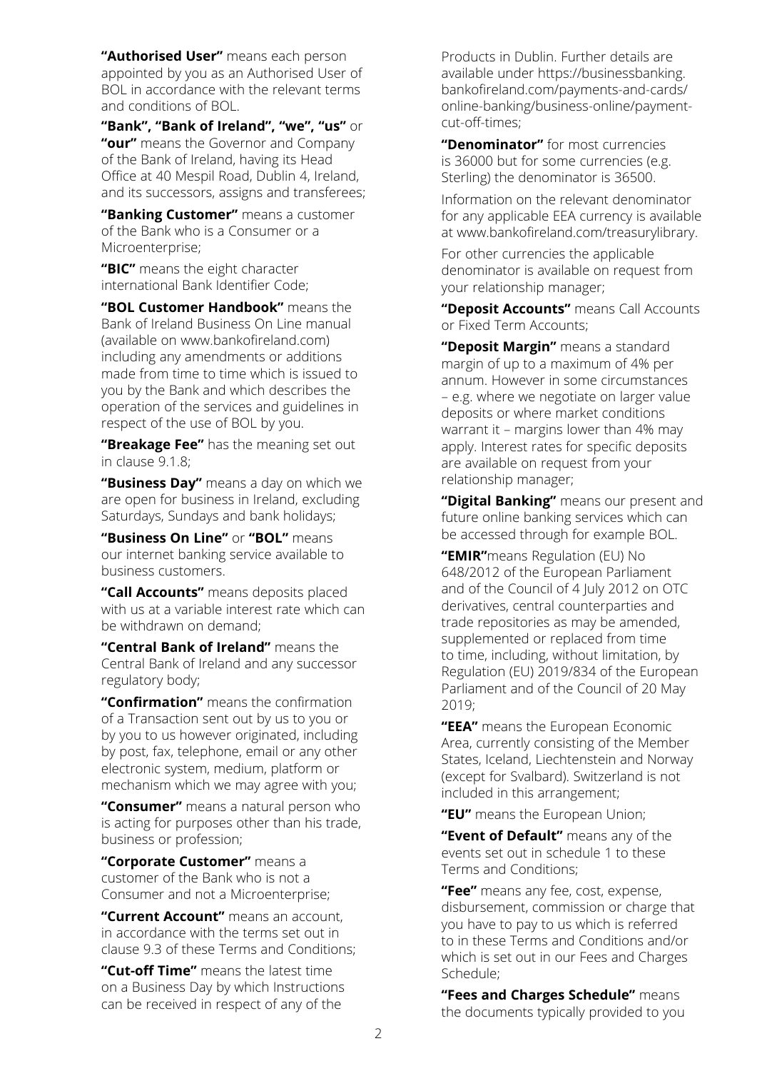**"Authorised User"** means each person appointed by you as an Authorised User of BOL in accordance with the relevant terms and conditions of BOL.

**"Bank", "Bank of Ireland", "we", "us"** or **"our"** means the Governor and Company of the Bank of Ireland, having its Head Office at 40 Mespil Road, Dublin 4, Ireland, and its successors, assigns and transferees;

**"Banking Customer"** means a customer of the Bank who is a Consumer or a Microenterprise;

**"BIC"** means the eight character international Bank Identifier Code;

**"BOL Customer Handbook"** means the Bank of Ireland Business On Line manual (available on www.bankofireland.com) including any amendments or additions made from time to time which is issued to you by the Bank and which describes the operation of the services and guidelines in respect of the use of BOL by you.

**"Breakage Fee"** has the meaning set out in clause 9.1.8;

**"Business Day"** means a day on which we are open for business in Ireland, excluding Saturdays, Sundays and bank holidays;

**"Business On Line"** or **"BOL"** means our internet banking service available to business customers.

**"Call Accounts"** means deposits placed with us at a variable interest rate which can be withdrawn on demand;

**"Central Bank of Ireland"** means the Central Bank of Ireland and any successor regulatory body;

**"Confirmation"** means the confirmation of a Transaction sent out by us to you or by you to us however originated, including by post, fax, telephone, email or any other electronic system, medium, platform or mechanism which we may agree with you;

**"Consumer"** means a natural person who is acting for purposes other than his trade, business or profession;

**"Corporate Customer"** means a customer of the Bank who is not a Consumer and not a Microenterprise;

**"Current Account"** means an account, in accordance with the terms set out in clause 9.3 of these Terms and Conditions;

**"Cut-off Time"** means the latest time on a Business Day by which Instructions can be received in respect of any of the Products in Dublin. Further details are available under https://businessbanking.bankofireland.com/payments-and-cards/online-banking/business-online/payment-cut-off-times;

**"Denominator"** for most currencies is 36000 but for some currencies (e.g. Sterling) the denominator is 36500.

Information on the relevant denominator for any applicable EEA currency is available at www.bankofireland.com/treasurylibrary.

For other currencies the applicable denominator is available on request from your relationship manager;

**"Deposit Accounts"** means Call Accounts or Fixed Term Accounts;

**"Deposit Margin"** means a standard margin of up to a maximum of 4% per annum. However in some circumstances – e.g. where we negotiate on larger value deposits or where market conditions warrant it – margins lower than 4% may apply. Interest rates for specific deposits are available on request from your relationship manager;

**"Digital Banking"** means our present and future online banking services which can be accessed through for example BOL.

**"EMIR"**means Regulation (EU) No 648/2012 of the European Parliament and of the Council of 4 July 2012 on OTC derivatives, central counterparties and trade repositories as may be amended, supplemented or replaced from time to time, including, without limitation, by Regulation (EU) 2019/834 of the European Parliament and of the Council of 20 May 2019;

**"EEA"** means the European Economic Area, currently consisting of the Member States, Iceland, Liechtenstein and Norway (except for Svalbard). Switzerland is not included in this arrangement;

**"EU"** means the European Union;

**"Event of Default"** means any of the events set out in schedule 1 to these Terms and Conditions;

**"Fee"** means any fee, cost, expense, disbursement, commission or charge that you have to pay to us which is referred to in these Terms and Conditions and/or which is set out in our Fees and Charges Schedule;

**"Fees and Charges Schedule"** means the documents typically provided to you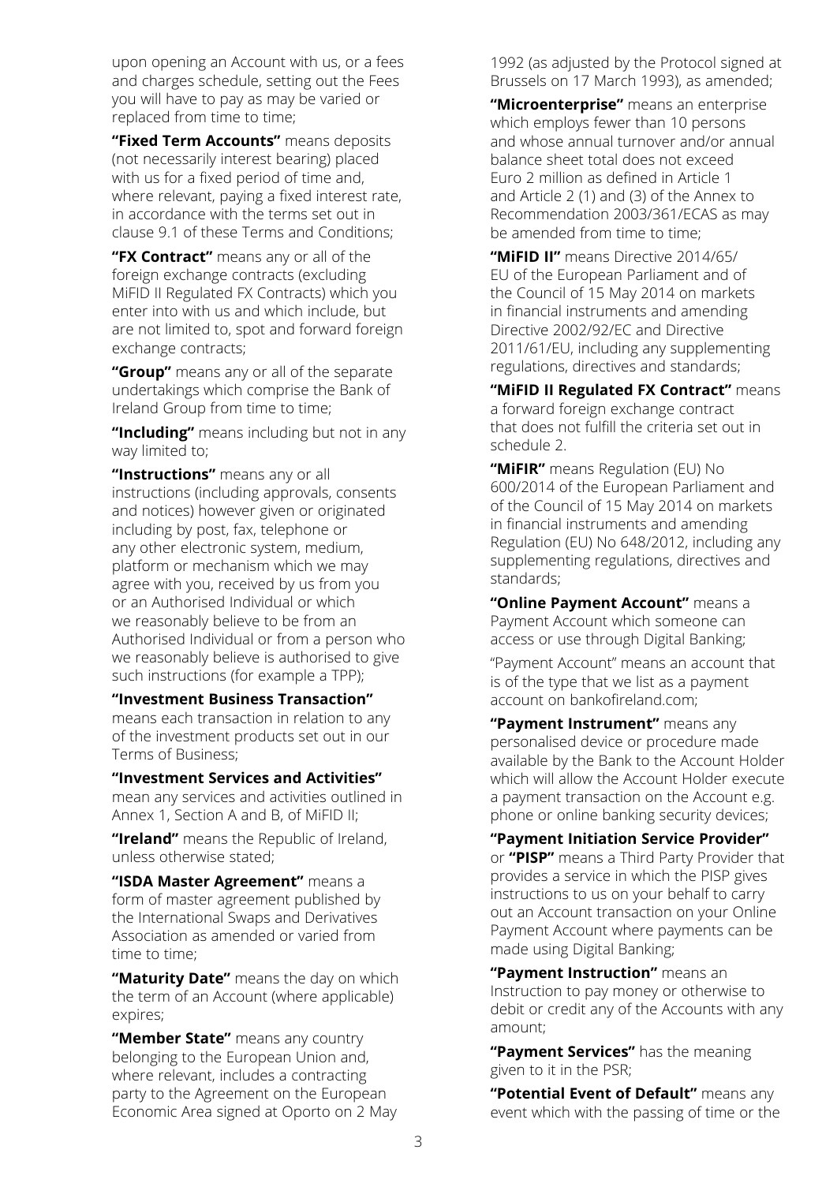upon opening an Account with us, or a fees and charges schedule, setting out the Fees you will have to pay as may be varied or replaced from time to time;

**"Fixed Term Accounts"** means deposits (not necessarily interest bearing) placed with us for a fixed period of time and, where relevant, paying a fixed interest rate, in accordance with the terms set out in clause 9.1 of these Terms and Conditions;

**"FX Contract"** means any or all of the foreign exchange contracts (excluding MiFID II Regulated FX Contracts) which you enter into with us and which include, but are not limited to, spot and forward foreign exchange contracts;

**"Group"** means any or all of the separate undertakings which comprise the Bank of Ireland Group from time to time;

**"Including"** means including but not in any way limited to;

**"Instructions"** means any or all instructions (including approvals, consents and notices) however given or originated including by post, fax, telephone or any other electronic system, medium, platform or mechanism which we may agree with you, received by us from you or an Authorised Individual or which we reasonably believe to be from an Authorised Individual or from a person who we reasonably believe is authorised to give such instructions (for example a TPP);

**"Investment Business Transaction"** means each transaction in relation to any of the investment products set out in our Terms of Business;

**"Investment Services and Activities"** mean any services and activities outlined in Annex 1, Section A and B, of MiFID II;

**"Ireland"** means the Republic of Ireland, unless otherwise stated;

**"ISDA Master Agreement"** means a form of master agreement published by the International Swaps and Derivatives Association as amended or varied from time to time;

**"Maturity Date"** means the day on which the term of an Account (where applicable) expires;

**"Member State"** means any country belonging to the European Union and, where relevant, includes a contracting party to the Agreement on the European Economic Area signed at Oporto on 2 May 1992 (as adjusted by the Protocol signed at Brussels on 17 March 1993), as amended;

**"Microenterprise"** means an enterprise which employs fewer than 10 persons and whose annual turnover and/or annual balance sheet total does not exceed Euro 2 million as defined in Article 1 and Article 2 (1) and (3) of the Annex to Recommendation 2003/361/ECAS as may be amended from time to time;

**"MiFID II"** means Directive 2014/65/EU of the European Parliament and of the Council of 15 May 2014 on markets in financial instruments and amending Directive 2002/92/EC and Directive 2011/61/EU, including any supplementing regulations, directives and standards;

**"MiFID II Regulated FX Contract"** means a forward foreign exchange contract that does not fulfill the criteria set out in schedule 2.

**"MiFIR"** means Regulation (EU) No 600/2014 of the European Parliament and of the Council of 15 May 2014 on markets in financial instruments and amending Regulation (EU) No 648/2012, including any supplementing regulations, directives and standards;

**"Online Payment Account"** means a Payment Account which someone can access or use through Digital Banking;

"Payment Account" means an account that is of the type that we list as a payment account on bankofireland.com;

**"Payment Instrument"** means any personalised device or procedure made available by the Bank to the Account Holder which will allow the Account Holder execute a payment transaction on the Account e.g. phone or online banking security devices;

**"Payment Initiation Service Provider"** or **"PISP"** means a Third Party Provider that provides a service in which the PISP gives instructions to us on your behalf to carry out an Account transaction on your Online Payment Account where payments can be made using Digital Banking;

**"Payment Instruction"** means an Instruction to pay money or otherwise to debit or credit any of the Accounts with any amount;

**"Payment Services"** has the meaning given to it in the PSR;

**"Potential Event of Default"** means any event which with the passing of time or the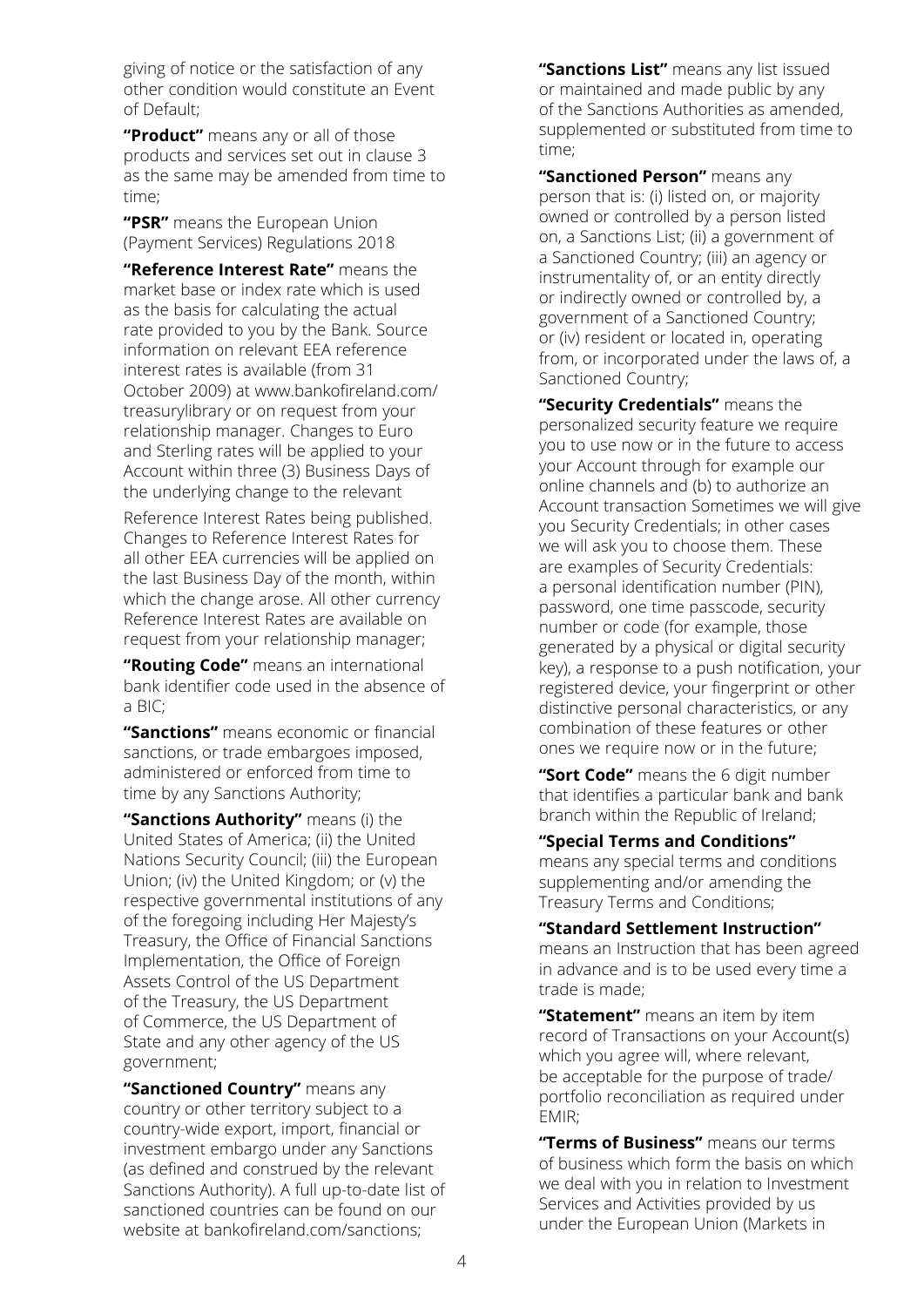giving of notice or the satisfaction of any other condition would constitute an Event of Default;

**"Product"** means any or all of those products and services set out in clause 3 as the same may be amended from time to time;

**"PSR"** means the European Union (Payment Services) Regulations 2018

**"Reference Interest Rate"** means the market base or index rate which is used as the basis for calculating the actual rate provided to you by the Bank. Source information on relevant EEA reference interest rates is available (from 31 October 2009) at www.bankofireland.com/treasurylibrary or on request from your relationship manager. Changes to Euro and Sterling rates will be applied to your Account within three (3) Business Days of the underlying change to the relevant Reference Interest Rates being published. Changes to Reference Interest Rates for all other EEA currencies will be applied on the last Business Day of the month, within which the change arose. All other currency Reference Interest Rates are available on request from your relationship manager;

**"Routing Code"** means an international bank identifier code used in the absence of a BIC;

**"Sanctions"** means economic or financial sanctions, or trade embargoes imposed, administered or enforced from time to time by any Sanctions Authority;

**"Sanctions Authority"** means (i) the United States of America; (ii) the United Nations Security Council; (iii) the European Union; (iv) the United Kingdom; or (v) the respective governmental institutions of any of the foregoing including Her Majesty's Treasury, the Office of Financial Sanctions Implementation, the Office of Foreign Assets Control of the US Department of the Treasury, the US Department of Commerce, the US Department of State and any other agency of the US government;

**"Sanctioned Country"** means any country or other territory subject to a country-wide export, import, financial or investment embargo under any Sanctions (as defined and construed by the relevant Sanctions Authority). A full up-to-date list of sanctioned countries can be found on our website at bankofireland.com/sanctions;

**"Sanctions List"** means any list issued or maintained and made public by any of the Sanctions Authorities as amended, supplemented or substituted from time to time;

**"Sanctioned Person"** means any person that is: (i) listed on, or majority owned or controlled by a person listed on, a Sanctions List; (ii) a government of a Sanctioned Country; (iii) an agency or instrumentality of, or an entity directly or indirectly owned or controlled by, a government of a Sanctioned Country; or (iv) resident or located in, operating from, or incorporated under the laws of, a Sanctioned Country;

**"Security Credentials"** means the personalized security feature we require you to use now or in the future to access your Account through for example our online channels and (b) to authorize an Account transaction Sometimes we will give you Security Credentials; in other cases we will ask you to choose them. These are examples of Security Credentials: a personal identification number (PIN), password, one time passcode, security number or code (for example, those generated by a physical or digital security key), a response to a push notification, your registered device, your fingerprint or other distinctive personal characteristics, or any combination of these features or other ones we require now or in the future;

**"Sort Code"** means the 6 digit number that identifies a particular bank and bank branch within the Republic of Ireland;

**"Special Terms and Conditions"** means any special terms and conditions supplementing and/or amending the Treasury Terms and Conditions;

**"Standard Settlement Instruction"** means an Instruction that has been agreed in advance and is to be used every time a trade is made;

**"Statement"** means an item by item record of Transactions on your Account(s) which you agree will, where relevant, be acceptable for the purpose of trade/portfolio reconciliation as required under EMIR;

**"Terms of Business"** means our terms of business which form the basis on which we deal with you in relation to Investment Services and Activities provided by us under the European Union (Markets in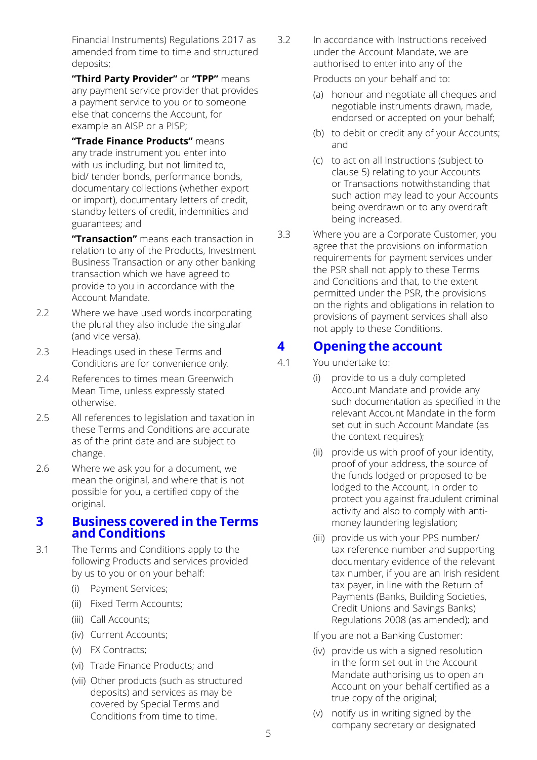Financial Instruments) Regulations 2017 as amended from time to time and structured deposits;

**"Third Party Provider"** or **"TPP"** means any payment service provider that provides a payment service to you or to someone else that concerns the Account, for example an AISP or a PISP;

**"Trade Finance Products"** means any trade instrument you enter into with us including, but not limited to, bid/ tender bonds, performance bonds, documentary collections (whether export or import), documentary letters of credit, standby letters of credit, indemnities and guarantees; and

**"Transaction"** means each transaction in relation to any of the Products, Investment Business Transaction or any other banking transaction which we have agreed to provide to you in accordance with the Account Mandate.

2.2 Where we have used words incorporating the plural they also include the singular (and vice versa).

2.3 Headings used in these Terms and Conditions are for convenience only.

2.4 References to times mean Greenwich Mean Time, unless expressly stated otherwise.

2.5 All references to legislation and taxation in these Terms and Conditions are accurate as of the print date and are subject to change.

2.6 Where we ask you for a document, we mean the original, and where that is not possible for you, a certified copy of the original.

## 3 Business covered in the Terms and Conditions

3.1 The Terms and Conditions apply to the following Products and services provided by us to you or on your behalf:

(i) Payment Services;

(ii) Fixed Term Accounts;

(iii) Call Accounts;

(iv) Current Accounts;

(v) FX Contracts;

(vi) Trade Finance Products; and

(vii) Other products (such as structured deposits) and services as may be covered by Special Terms and Conditions from time to time.

3.2 In accordance with Instructions received under the Account Mandate, we are authorised to enter into any of the Products on your behalf and to:

(a) honour and negotiate all cheques and negotiable instruments drawn, made, endorsed or accepted on your behalf;

(b) to debit or credit any of your Accounts; and

(c) to act on all Instructions (subject to clause 5) relating to your Accounts or Transactions notwithstanding that such action may lead to your Accounts being overdrawn or to any overdraft being increased.

3.3 Where you are a Corporate Customer, you agree that the provisions on information requirements for payment services under the PSR shall not apply to these Terms and Conditions and that, to the extent permitted under the PSR, the provisions on the rights and obligations in relation to provisions of payment services shall also not apply to these Conditions.

## 4 Opening the account

4.1 You undertake to:

(i) provide to us a duly completed Account Mandate and provide any such documentation as specified in the relevant Account Mandate in the form set out in such Account Mandate (as the context requires);

(ii) provide us with proof of your identity, proof of your address, the source of the funds lodged or proposed to be lodged to the Account, in order to protect you against fraudulent criminal activity and also to comply with anti-money laundering legislation;

(iii) provide us with your PPS number/ tax reference number and supporting documentary evidence of the relevant tax number, if you are an Irish resident tax payer, in line with the Return of Payments (Banks, Building Societies, Credit Unions and Savings Banks) Regulations 2008 (as amended); and

If you are not a Banking Customer:

(iv) provide us with a signed resolution in the form set out in the Account Mandate authorising us to open an Account on your behalf certified as a true copy of the original;

(v) notify us in writing signed by the company secretary or designated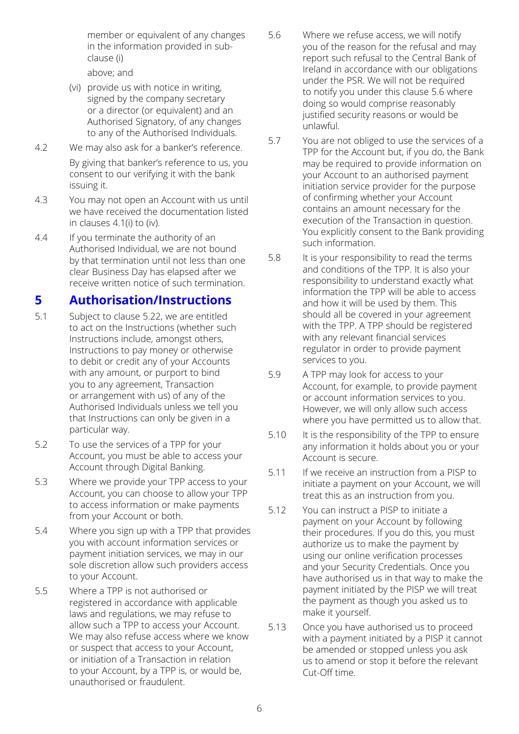member or equivalent of any changes in the information provided in sub-clause (i) above; and

(vi) provide us with notice in writing, signed by the company secretary or a director (or equivalent) and an Authorised Signatory, of any changes to any of the Authorised Individuals.

4.2 We may also ask for a banker's reference. By giving that banker's reference to us, you consent to our verifying it with the bank issuing it.

4.3 You may not open an Account with us until we have received the documentation listed in clauses 4.1(i) to (iv).

4.4 If you terminate the authority of an Authorised Individual, we are not bound by that termination until not less than one clear Business Day has elapsed after we receive written notice of such termination.

## 5 Authorisation/Instructions

5.1 Subject to clause 5.22, we are entitled to act on the Instructions (whether such Instructions include, amongst others, Instructions to pay money or otherwise to debit or credit any of your Accounts with any amount, or purport to bind you to any agreement, Transaction or arrangement with us) of any of the Authorised Individuals unless we tell you that Instructions can only be given in a particular way.

5.2 To use the services of a TPP for your Account, you must be able to access your Account through Digital Banking.

5.3 Where we provide your TPP access to your Account, you can choose to allow your TPP to access information or make payments from your Account or both.

5.4 Where you sign up with a TPP that provides you with account information services or payment initiation services, we may in our sole discretion allow such providers access to your Account.

5.5 Where a TPP is not authorised or registered in accordance with applicable laws and regulations, we may refuse to allow such a TPP to access your Account. We may also refuse access where we know or suspect that access to your Account, or initiation of a Transaction in relation to your Account, by a TPP is, or would be, unauthorised or fraudulent.

5.6 Where we refuse access, we will notify you of the reason for the refusal and may report such refusal to the Central Bank of Ireland in accordance with our obligations under the PSR. We will not be required to notify you under this clause 5.6 where doing so would comprise reasonably justified security reasons or would be unlawful.

5.7 You are not obliged to use the services of a TPP for the Account but, if you do, the Bank may be required to provide information on your Account to an authorised payment initiation service provider for the purpose of confirming whether your Account contains an amount necessary for the execution of the Transaction in question. You explicitly consent to the Bank providing such information.

5.8 It is your responsibility to read the terms and conditions of the TPP. It is also your responsibility to understand exactly what information the TPP will be able to access and how it will be used by them. This should all be covered in your agreement with the TPP. A TPP should be registered with any relevant financial services regulator in order to provide payment services to you.

5.9 A TPP may look for access to your Account, for example, to provide payment or account information services to you. However, we will only allow such access where you have permitted us to allow that.

5.10 It is the responsibility of the TPP to ensure any information it holds about you or your Account is secure.

5.11 If we receive an instruction from a PISP to initiate a payment on your Account, we will treat this as an instruction from you.

5.12 You can instruct a PISP to initiate a payment on your Account by following their procedures. If you do this, you must authorize us to make the payment by using our online verification processes and your Security Credentials. Once you have authorised us in that way to make the payment initiated by the PISP we will treat the payment as though you asked us to make it yourself.

5.13 Once you have authorised us to proceed with a payment initiated by a PISP it cannot be amended or stopped unless you ask us to amend or stop it before the relevant Cut-Off time.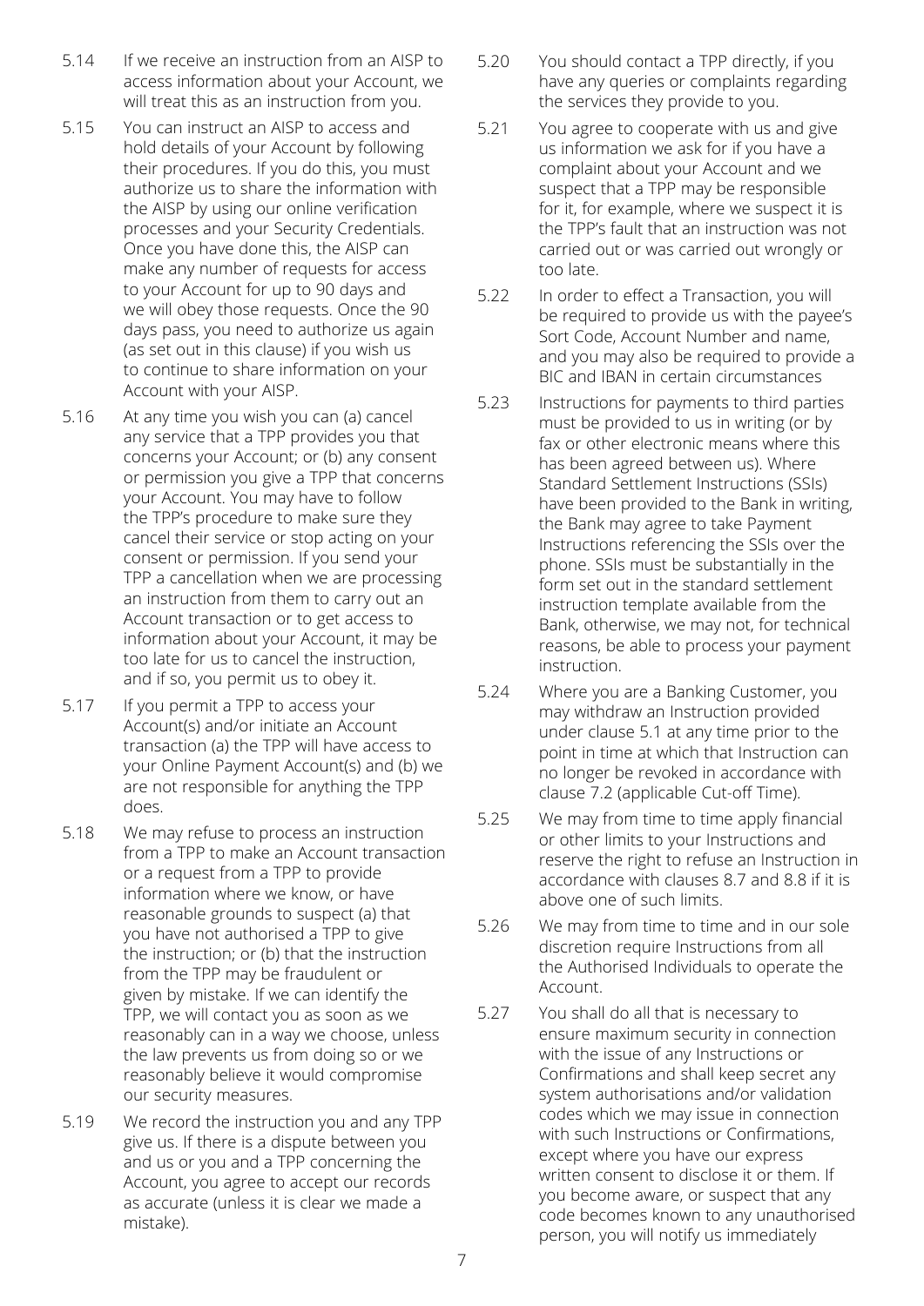5.14 If we receive an instruction from an AISP to access information about your Account, we will treat this as an instruction from you.

5.15 You can instruct an AISP to access and hold details of your Account by following their procedures. If you do this, you must authorize us to share the information with the AISP by using our online verification processes and your Security Credentials. Once you have done this, the AISP can make any number of requests for access to your Account for up to 90 days and we will obey those requests. Once the 90 days pass, you need to authorize us again (as set out in this clause) if you wish us to continue to share information on your Account with your AISP.

5.16 At any time you wish you can (a) cancel any service that a TPP provides you that concerns your Account; or (b) any consent or permission you give a TPP that concerns your Account. You may have to follow the TPP's procedure to make sure they cancel their service or stop acting on your consent or permission. If you send your TPP a cancellation when we are processing an instruction from them to carry out an Account transaction or to get access to information about your Account, it may be too late for us to cancel the instruction, and if so, you permit us to obey it.

5.17 If you permit a TPP to access your Account(s) and/or initiate an Account transaction (a) the TPP will have access to your Online Payment Account(s) and (b) we are not responsible for anything the TPP does.

5.18 We may refuse to process an instruction from a TPP to make an Account transaction or a request from a TPP to provide information where we know, or have reasonable grounds to suspect (a) that you have not authorised a TPP to give the instruction; or (b) that the instruction from the TPP may be fraudulent or given by mistake. If we can identify the TPP, we will contact you as soon as we reasonably can in a way we choose, unless the law prevents us from doing so or we reasonably believe it would compromise our security measures.

5.19 We record the instruction you and any TPP give us. If there is a dispute between you and us or you and a TPP concerning the Account, you agree to accept our records as accurate (unless it is clear we made a mistake).

5.20 You should contact a TPP directly, if you have any queries or complaints regarding the services they provide to you.

5.21 You agree to cooperate with us and give us information we ask for if you have a complaint about your Account and we suspect that a TPP may be responsible for it, for example, where we suspect it is the TPP's fault that an instruction was not carried out or was carried out wrongly or too late.

5.22 In order to effect a Transaction, you will be required to provide us with the payee's Sort Code, Account Number and name, and you may also be required to provide a BIC and IBAN in certain circumstances

5.23 Instructions for payments to third parties must be provided to us in writing (or by fax or other electronic means where this has been agreed between us). Where Standard Settlement Instructions (SSIs) have been provided to the Bank in writing, the Bank may agree to take Payment Instructions referencing the SSIs over the phone. SSIs must be substantially in the form set out in the standard settlement instruction template available from the Bank, otherwise, we may not, for technical reasons, be able to process your payment instruction.

5.24 Where you are a Banking Customer, you may withdraw an Instruction provided under clause 5.1 at any time prior to the point in time at which that Instruction can no longer be revoked in accordance with clause 7.2 (applicable Cut-off Time).

5.25 We may from time to time apply financial or other limits to your Instructions and reserve the right to refuse an Instruction in accordance with clauses 8.7 and 8.8 if it is above one of such limits.

5.26 We may from time to time and in our sole discretion require Instructions from all the Authorised Individuals to operate the Account.

5.27 You shall do all that is necessary to ensure maximum security in connection with the issue of any Instructions or Confirmations and shall keep secret any system authorisations and/or validation codes which we may issue in connection with such Instructions or Confirmations, except where you have our express written consent to disclose it or them. If you become aware, or suspect that any code becomes known to any unauthorised person, you will notify us immediately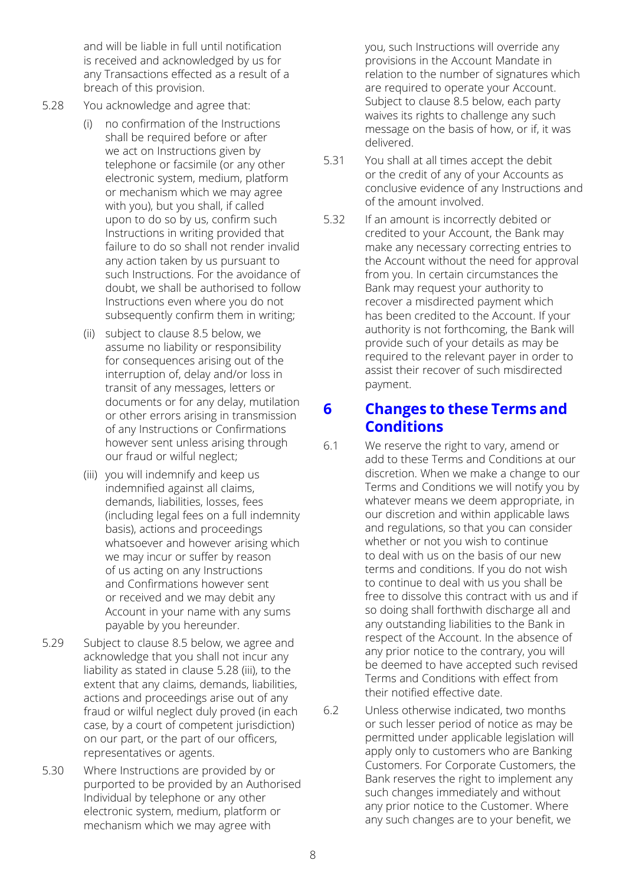and will be liable in full until notification is received and acknowledged by us for any Transactions effected as a result of a breach of this provision.

5.28 You acknowledge and agree that:

(i) no confirmation of the Instructions shall be required before or after we act on Instructions given by telephone or facsimile (or any other electronic system, medium, platform or mechanism which we may agree with you), but you shall, if called upon to do so by us, confirm such Instructions in writing provided that failure to do so shall not render invalid any action taken by us pursuant to such Instructions. For the avoidance of doubt, we shall be authorised to follow Instructions even where you do not subsequently confirm them in writing;

(ii) subject to clause 8.5 below, we assume no liability or responsibility for consequences arising out of the interruption of, delay and/or loss in transit of any messages, letters or documents or for any delay, mutilation or other errors arising in transmission of any Instructions or Confirmations however sent unless arising through our fraud or wilful neglect;

(iii) you will indemnify and keep us indemnified against all claims, demands, liabilities, losses, fees (including legal fees on a full indemnity basis), actions and proceedings whatsoever and however arising which we may incur or suffer by reason of us acting on any Instructions and Confirmations however sent or received and we may debit any Account in your name with any sums payable by you hereunder.

5.29 Subject to clause 8.5 below, we agree and acknowledge that you shall not incur any liability as stated in clause 5.28 (iii), to the extent that any claims, demands, liabilities, actions and proceedings arise out of any fraud or wilful neglect duly proved (in each case, by a court of competent jurisdiction) on our part, or the part of our officers, representatives or agents.

5.30 Where Instructions are provided by or purported to be provided by an Authorised Individual by telephone or any other electronic system, medium, platform or mechanism which we may agree with you, such Instructions will override any provisions in the Account Mandate in relation to the number of signatures which are required to operate your Account. Subject to clause 8.5 below, each party waives its rights to challenge any such message on the basis of how, or if, it was delivered.

5.31 You shall at all times accept the debit or the credit of any of your Accounts as conclusive evidence of any Instructions and of the amount involved.

5.32 If an amount is incorrectly debited or credited to your Account, the Bank may make any necessary correcting entries to the Account without the need for approval from you. In certain circumstances the Bank may request your authority to recover a misdirected payment which has been credited to the Account. If your authority is not forthcoming, the Bank will provide such of your details as may be required to the relevant payer in order to assist their recover of such misdirected payment.

# 6 Changes to these Terms and Conditions

6.1 We reserve the right to vary, amend or add to these Terms and Conditions at our discretion. When we make a change to our Terms and Conditions we will notify you by whatever means we deem appropriate, in our discretion and within applicable laws and regulations, so that you can consider whether or not you wish to continue to deal with us on the basis of our new terms and conditions. If you do not wish to continue to deal with us you shall be free to dissolve this contract with us and if so doing shall forthwith discharge all and any outstanding liabilities to the Bank in respect of the Account. In the absence of any prior notice to the contrary, you will be deemed to have accepted such revised Terms and Conditions with effect from their notified effective date.

6.2 Unless otherwise indicated, two months or such lesser period of notice as may be permitted under applicable legislation will apply only to customers who are Banking Customers. For Corporate Customers, the Bank reserves the right to implement any such changes immediately and without any prior notice to the Customer. Where any such changes are to your benefit, we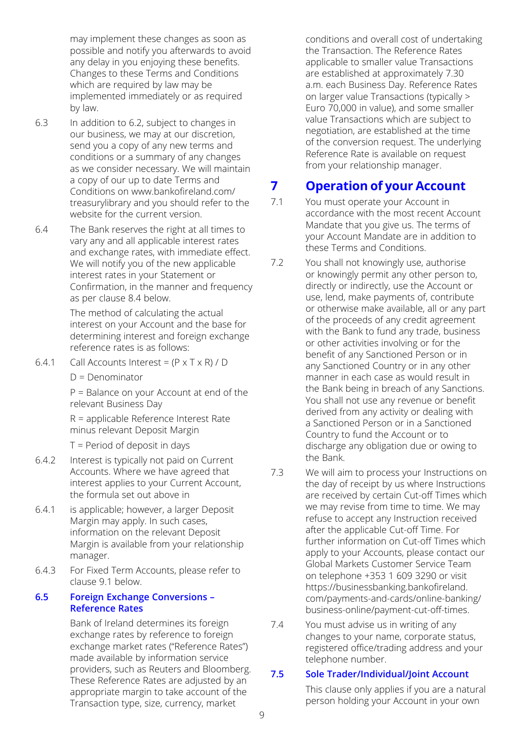may implement these changes as soon as possible and notify you afterwards to avoid any delay in you enjoying these benefits. Changes to these Terms and Conditions which are required by law may be implemented immediately or as required by law.

6.3 In addition to 6.2, subject to changes in our business, we may at our discretion, send you a copy of any new terms and conditions or a summary of any changes as we consider necessary. We will maintain a copy of our up to date Terms and Conditions on www.bankofireland.com/treasurylibrary and you should refer to the website for the current version.

6.4 The Bank reserves the right at all times to vary any and all applicable interest rates and exchange rates, with immediate effect. We will notify you of the new applicable interest rates in your Statement or Confirmation, in the manner and frequency as per clause 8.4 below.

The method of calculating the actual interest on your Account and the base for determining interest and foreign exchange reference rates is as follows:

6.4.1 Call Accounts Interest = (P x T x R) / D

D = Denominator

P = Balance on your Account at end of the relevant Business Day

R = applicable Reference Interest Rate minus relevant Deposit Margin

T = Period of deposit in days

6.4.2 Interest is typically not paid on Current Accounts. Where we have agreed that interest applies to your Current Account, the formula set out above in 6.4.1 is applicable; however, a larger Deposit Margin may apply. In such cases, information on the relevant Deposit Margin is available from your relationship manager.

6.4.3 For Fixed Term Accounts, please refer to clause 9.1 below.

### 6.5 Foreign Exchange Conversions – Reference Rates

Bank of Ireland determines its foreign exchange rates by reference to foreign exchange market rates ("Reference Rates") made available by information service providers, such as Reuters and Bloomberg. These Reference Rates are adjusted by an appropriate margin to take account of the Transaction type, size, currency, market conditions and overall cost of undertaking the Transaction. The Reference Rates applicable to smaller value Transactions are established at approximately 7.30 a.m. each Business Day. Reference Rates on larger value Transactions (typically > Euro 70,000 in value), and some smaller value Transactions which are subject to negotiation, are established at the time of the conversion request. The underlying Reference Rate is available on request from your relationship manager.

## 7 Operation of your Account

7.1 You must operate your Account in accordance with the most recent Account Mandate that you give us. The terms of your Account Mandate are in addition to these Terms and Conditions.

7.2 You shall not knowingly use, authorise or knowingly permit any other person to, directly or indirectly, use the Account or use, lend, make payments of, contribute or otherwise make available, all or any part of the proceeds of any credit agreement with the Bank to fund any trade, business or other activities involving or for the benefit of any Sanctioned Person or in any Sanctioned Country or in any other manner in each case as would result in the Bank being in breach of any Sanctions. You shall not use any revenue or benefit derived from any activity or dealing with a Sanctioned Person or in a Sanctioned Country to fund the Account or to discharge any obligation due or owing to the Bank.

7.3 We will aim to process your Instructions on the day of receipt by us where Instructions are received by certain Cut-off Times which we may revise from time to time. We may refuse to accept any Instruction received after the applicable Cut-off Time. For further information on Cut-off Times which apply to your Accounts, please contact our Global Markets Customer Service Team on telephone +353 1 609 3290 or visit https://businessbanking.bankofireland.com/payments-and-cards/online-banking/business-online/payment-cut-off-times.

7.4 You must advise us in writing of any changes to your name, corporate status, registered office/trading address and your telephone number.

### 7.5 Sole Trader/Individual/Joint Account

This clause only applies if you are a natural person holding your Account in your own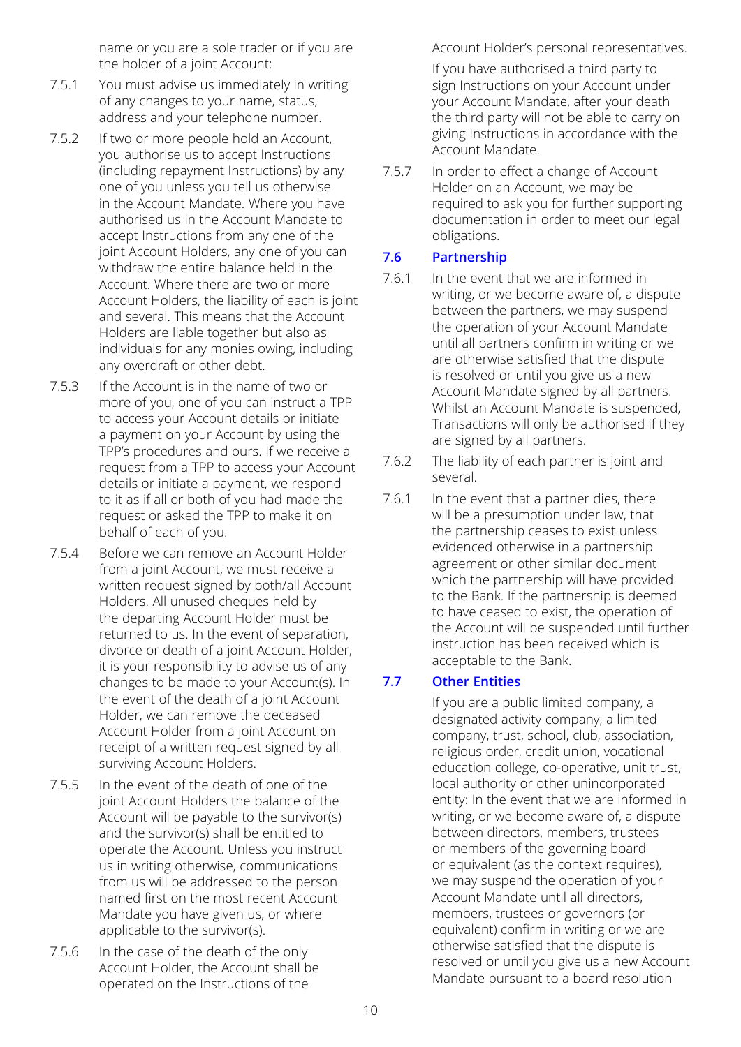name or you are a sole trader or if you are the holder of a joint Account:

7.5.1 You must advise us immediately in writing of any changes to your name, status, address and your telephone number.

7.5.2 If two or more people hold an Account, you authorise us to accept Instructions (including repayment Instructions) by any one of you unless you tell us otherwise in the Account Mandate. Where you have authorised us in the Account Mandate to accept Instructions from any one of the joint Account Holders, any one of you can withdraw the entire balance held in the Account. Where there are two or more Account Holders, the liability of each is joint and several. This means that the Account Holders are liable together but also as individuals for any monies owing, including any overdraft or other debt.

7.5.3 If the Account is in the name of two or more of you, one of you can instruct a TPP to access your Account details or initiate a payment on your Account by using the TPP's procedures and ours. If we receive a request from a TPP to access your Account details or initiate a payment, we respond to it as if all or both of you had made the request or asked the TPP to make it on behalf of each of you.

7.5.4 Before we can remove an Account Holder from a joint Account, we must receive a written request signed by both/all Account Holders. All unused cheques held by the departing Account Holder must be returned to us. In the event of separation, divorce or death of a joint Account Holder, it is your responsibility to advise us of any changes to be made to your Account(s). In the event of the death of a joint Account Holder, we can remove the deceased Account Holder from a joint Account on receipt of a written request signed by all surviving Account Holders.

7.5.5 In the event of the death of one of the joint Account Holders the balance of the Account will be payable to the survivor(s) and the survivor(s) shall be entitled to operate the Account. Unless you instruct us in writing otherwise, communications from us will be addressed to the person named first on the most recent Account Mandate you have given us, or where applicable to the survivor(s).

7.5.6 In the case of the death of the only Account Holder, the Account shall be operated on the Instructions of the Account Holder's personal representatives.

If you have authorised a third party to sign Instructions on your Account under your Account Mandate, after your death the third party will not be able to carry on giving Instructions in accordance with the Account Mandate.

7.5.7 In order to effect a change of Account Holder on an Account, we may be required to ask you for further supporting documentation in order to meet our legal obligations.

### 7.6 Partnership

7.6.1 In the event that we are informed in writing, or we become aware of, a dispute between the partners, we may suspend the operation of your Account Mandate until all partners confirm in writing or we are otherwise satisfied that the dispute is resolved or until you give us a new Account Mandate signed by all partners. Whilst an Account Mandate is suspended, Transactions will only be authorised if they are signed by all partners.

7.6.2 The liability of each partner is joint and several.

7.6.1 In the event that a partner dies, there will be a presumption under law, that the partnership ceases to exist unless evidenced otherwise in a partnership agreement or other similar document which the partnership will have provided to the Bank. If the partnership is deemed to have ceased to exist, the operation of the Account will be suspended until further instruction has been received which is acceptable to the Bank.

### 7.7 Other Entities

If you are a public limited company, a designated activity company, a limited company, trust, school, club, association, religious order, credit union, vocational education college, co-operative, unit trust, local authority or other unincorporated entity: In the event that we are informed in writing, or we become aware of, a dispute between directors, members, trustees or members of the governing board or equivalent (as the context requires), we may suspend the operation of your Account Mandate until all directors, members, trustees or governors (or equivalent) confirm in writing or we are otherwise satisfied that the dispute is resolved or until you give us a new Account Mandate pursuant to a board resolution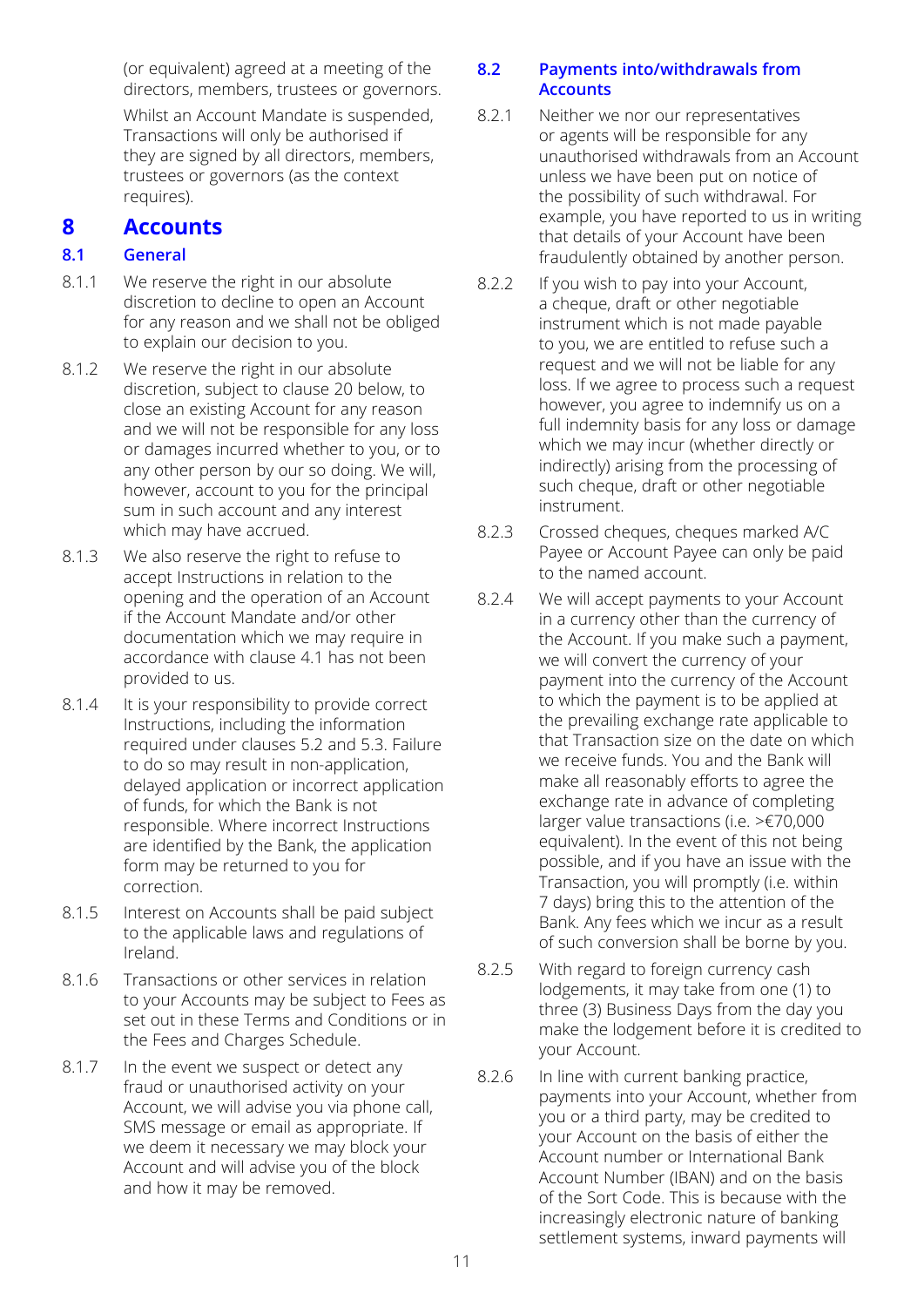(or equivalent) agreed at a meeting of the directors, members, trustees or governors.

Whilst an Account Mandate is suspended, Transactions will only be authorised if they are signed by all directors, members, trustees or governors (as the context requires).

# 8 Accounts

## 8.1 General

8.1.1 We reserve the right in our absolute discretion to decline to open an Account for any reason and we shall not be obliged to explain our decision to you.

8.1.2 We reserve the right in our absolute discretion, subject to clause 20 below, to close an existing Account for any reason and we will not be responsible for any loss or damages incurred whether to you, or to any other person by our so doing. We will, however, account to you for the principal sum in such account and any interest which may have accrued.

8.1.3 We also reserve the right to refuse to accept Instructions in relation to the opening and the operation of an Account if the Account Mandate and/or other documentation which we may require in accordance with clause 4.1 has not been provided to us.

8.1.4 It is your responsibility to provide correct Instructions, including the information required under clauses 5.2 and 5.3. Failure to do so may result in non-application, delayed application or incorrect application of funds, for which the Bank is not responsible. Where incorrect Instructions are identified by the Bank, the application form may be returned to you for correction.

8.1.5 Interest on Accounts shall be paid subject to the applicable laws and regulations of Ireland.

8.1.6 Transactions or other services in relation to your Accounts may be subject to Fees as set out in these Terms and Conditions or in the Fees and Charges Schedule.

8.1.7 In the event we suspect or detect any fraud or unauthorised activity on your Account, we will advise you via phone call, SMS message or email as appropriate. If we deem it necessary we may block your Account and will advise you of the block and how it may be removed.

## 8.2 Payments into/withdrawals from Accounts

8.2.1 Neither we nor our representatives or agents will be responsible for any unauthorised withdrawals from an Account unless we have been put on notice of the possibility of such withdrawal. For example, you have reported to us in writing that details of your Account have been fraudulently obtained by another person.

8.2.2 If you wish to pay into your Account, a cheque, draft or other negotiable instrument which is not made payable to you, we are entitled to refuse such a request and we will not be liable for any loss. If we agree to process such a request however, you agree to indemnify us on a full indemnity basis for any loss or damage which we may incur (whether directly or indirectly) arising from the processing of such cheque, draft or other negotiable instrument.

8.2.3 Crossed cheques, cheques marked A/C Payee or Account Payee can only be paid to the named account.

8.2.4 We will accept payments to your Account in a currency other than the currency of the Account. If you make such a payment, we will convert the currency of your payment into the currency of the Account to which the payment is to be applied at the prevailing exchange rate applicable to that Transaction size on the date on which we receive funds. You and the Bank will make all reasonably efforts to agree the exchange rate in advance of completing larger value transactions (i.e. >€70,000 equivalent). In the event of this not being possible, and if you have an issue with the Transaction, you will promptly (i.e. within 7 days) bring this to the attention of the Bank. Any fees which we incur as a result of such conversion shall be borne by you.

8.2.5 With regard to foreign currency cash lodgements, it may take from one (1) to three (3) Business Days from the day you make the lodgement before it is credited to your Account.

8.2.6 In line with current banking practice, payments into your Account, whether from you or a third party, may be credited to your Account on the basis of either the Account number or International Bank Account Number (IBAN) and on the basis of the Sort Code. This is because with the increasingly electronic nature of banking settlement systems, inward payments will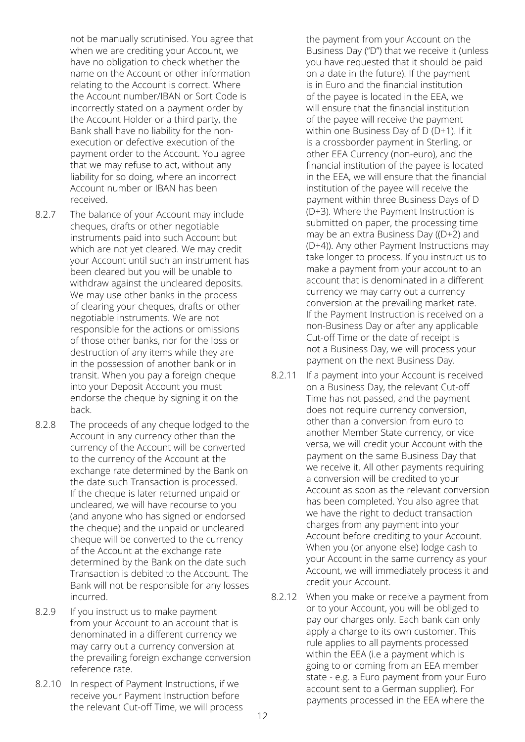not be manually scrutinised. You agree that when we are crediting your Account, we have no obligation to check whether the name on the Account or other information relating to the Account is correct. Where the Account number/IBAN or Sort Code is incorrectly stated on a payment order by the Account Holder or a third party, the Bank shall have no liability for the non-execution or defective execution of the payment order to the Account. You agree that we may refuse to act, without any liability for so doing, where an incorrect Account number or IBAN has been received.

8.2.7 The balance of your Account may include cheques, drafts or other negotiable instruments paid into such Account but which are not yet cleared. We may credit your Account until such an instrument has been cleared but you will be unable to withdraw against the uncleared deposits. We may use other banks in the process of clearing your cheques, drafts or other negotiable instruments. We are not responsible for the actions or omissions of those other banks, nor for the loss or destruction of any items while they are in the possession of another bank or in transit. When you pay a foreign cheque into your Deposit Account you must endorse the cheque by signing it on the back.

8.2.8 The proceeds of any cheque lodged to the Account in any currency other than the currency of the Account will be converted to the currency of the Account at the exchange rate determined by the Bank on the date such Transaction is processed. If the cheque is later returned unpaid or uncleared, we will have recourse to you (and anyone who has signed or endorsed the cheque) and the unpaid or uncleared cheque will be converted to the currency of the Account at the exchange rate determined by the Bank on the date such Transaction is debited to the Account. The Bank will not be responsible for any losses incurred.

8.2.9 If you instruct us to make payment from your Account to an account that is denominated in a different currency we may carry out a currency conversion at the prevailing foreign exchange conversion reference rate.

8.2.10 In respect of Payment Instructions, if we receive your Payment Instruction before the relevant Cut-off Time, we will process the payment from your Account on the Business Day ("D") that we receive it (unless you have requested that it should be paid on a date in the future). If the payment is in Euro and the financial institution of the payee is located in the EEA, we will ensure that the financial institution of the payee will receive the payment within one Business Day of D (D+1). If it is a crossborder payment in Sterling, or other EEA Currency (non-euro), and the financial institution of the payee is located in the EEA, we will ensure that the financial institution of the payee will receive the payment within three Business Days of D (D+3). Where the Payment Instruction is submitted on paper, the processing time may be an extra Business Day ((D+2) and (D+4)). Any other Payment Instructions may take longer to process. If you instruct us to make a payment from your account to an account that is denominated in a different currency we may carry out a currency conversion at the prevailing market rate. If the Payment Instruction is received on a non-Business Day or after any applicable Cut-off Time or the date of receipt is not a Business Day, we will process your payment on the next Business Day.

8.2.11 If a payment into your Account is received on a Business Day, the relevant Cut-off Time has not passed, and the payment does not require currency conversion, other than a conversion from euro to another Member State currency, or vice versa, we will credit your Account with the payment on the same Business Day that we receive it. All other payments requiring a conversion will be credited to your Account as soon as the relevant conversion has been completed. You also agree that we have the right to deduct transaction charges from any payment into your Account before crediting to your Account. When you (or anyone else) lodge cash to your Account in the same currency as your Account, we will immediately process it and credit your Account.

8.2.12 When you make or receive a payment from or to your Account, you will be obliged to pay our charges only. Each bank can only apply a charge to its own customer. This rule applies to all payments processed within the EEA (i.e a payment which is going to or coming from an EEA member state - e.g. a Euro payment from your Euro account sent to a German supplier). For payments processed in the EEA where the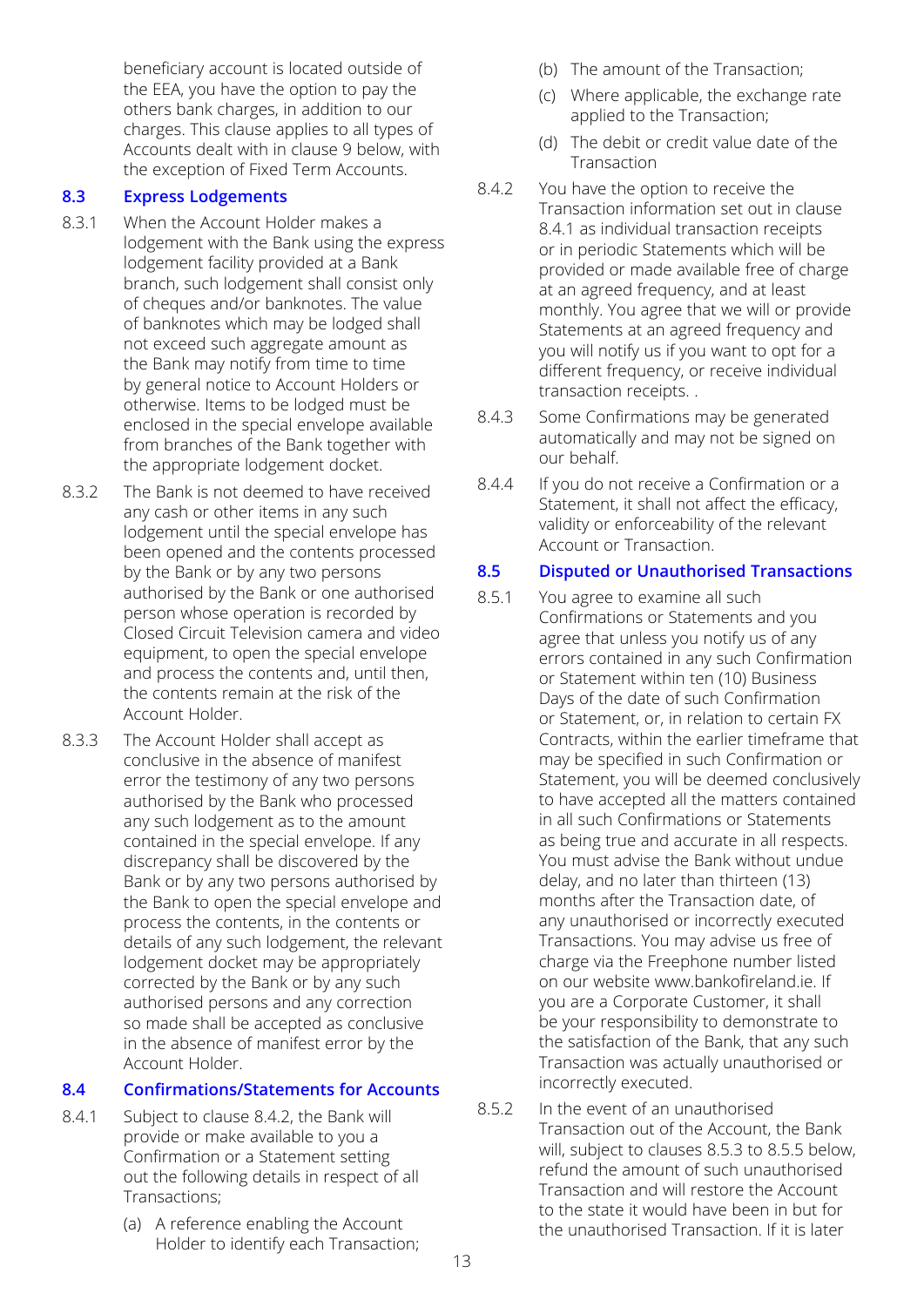beneficiary account is located outside of the EEA, you have the option to pay the others bank charges, in addition to our charges. This clause applies to all types of Accounts dealt with in clause 9 below, with the exception of Fixed Term Accounts.

### 8.3 Express Lodgements

8.3.1 When the Account Holder makes a lodgement with the Bank using the express lodgement facility provided at a Bank branch, such lodgement shall consist only of cheques and/or banknotes. The value of banknotes which may be lodged shall not exceed such aggregate amount as the Bank may notify from time to time by general notice to Account Holders or otherwise. Items to be lodged must be enclosed in the special envelope available from branches of the Bank together with the appropriate lodgement docket.

8.3.2 The Bank is not deemed to have received any cash or other items in any such lodgement until the special envelope has been opened and the contents processed by the Bank or by any two persons authorised by the Bank or one authorised person whose operation is recorded by Closed Circuit Television camera and video equipment, to open the special envelope and process the contents and, until then, the contents remain at the risk of the Account Holder.

8.3.3 The Account Holder shall accept as conclusive in the absence of manifest error the testimony of any two persons authorised by the Bank who processed any such lodgement as to the amount contained in the special envelope. If any discrepancy shall be discovered by the Bank or by any two persons authorised by the Bank to open the special envelope and process the contents, in the contents or details of any such lodgement, the relevant lodgement docket may be appropriately corrected by the Bank or by any such authorised persons and any correction so made shall be accepted as conclusive in the absence of manifest error by the Account Holder.

### 8.4 Confirmations/Statements for Accounts

8.4.1 Subject to clause 8.4.2, the Bank will provide or make available to you a Confirmation or a Statement setting out the following details in respect of all Transactions;

(a) A reference enabling the Account Holder to identify each Transaction;

(b) The amount of the Transaction;

(c) Where applicable, the exchange rate applied to the Transaction;

(d) The debit or credit value date of the Transaction

8.4.2 You have the option to receive the Transaction information set out in clause 8.4.1 as individual transaction receipts or in periodic Statements which will be provided or made available free of charge at an agreed frequency, and at least monthly. You agree that we will or provide Statements at an agreed frequency and you will notify us if you want to opt for a different frequency, or receive individual transaction receipts. .

8.4.3 Some Confirmations may be generated automatically and may not be signed on our behalf.

8.4.4 If you do not receive a Confirmation or a Statement, it shall not affect the efficacy, validity or enforceability of the relevant Account or Transaction.

### 8.5 Disputed or Unauthorised Transactions

8.5.1 You agree to examine all such Confirmations or Statements and you agree that unless you notify us of any errors contained in any such Confirmation or Statement within ten (10) Business Days of the date of such Confirmation or Statement, or, in relation to certain FX Contracts, within the earlier timeframe that may be specified in such Confirmation or Statement, you will be deemed conclusively to have accepted all the matters contained in all such Confirmations or Statements as being true and accurate in all respects. You must advise the Bank without undue delay, and no later than thirteen (13) months after the Transaction date, of any unauthorised or incorrectly executed Transactions. You may advise us free of charge via the Freephone number listed on our website www.bankofireland.ie. If you are a Corporate Customer, it shall be your responsibility to demonstrate to the satisfaction of the Bank, that any such Transaction was actually unauthorised or incorrectly executed.

8.5.2 In the event of an unauthorised Transaction out of the Account, the Bank will, subject to clauses 8.5.3 to 8.5.5 below, refund the amount of such unauthorised Transaction and will restore the Account to the state it would have been in but for the unauthorised Transaction. If it is later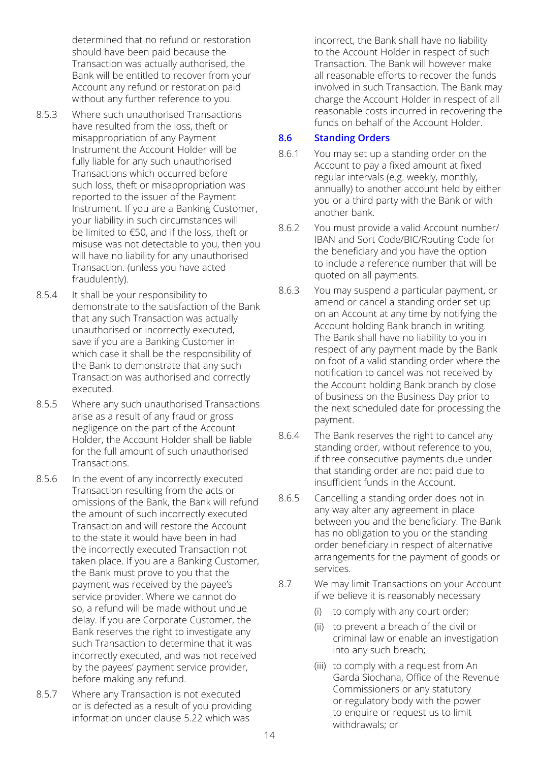determined that no refund or restoration should have been paid because the Transaction was actually authorised, the Bank will be entitled to recover from your Account any refund or restoration paid without any further reference to you.

8.5.3 Where such unauthorised Transactions have resulted from the loss, theft or misappropriation of any Payment Instrument the Account Holder will be fully liable for any such unauthorised Transactions which occurred before such loss, theft or misappropriation was reported to the issuer of the Payment Instrument. If you are a Banking Customer, your liability in such circumstances will be limited to €50, and if the loss, theft or misuse was not detectable to you, then you will have no liability for any unauthorised Transaction. (unless you have acted fraudulently).

8.5.4 It shall be your responsibility to demonstrate to the satisfaction of the Bank that any such Transaction was actually unauthorised or incorrectly executed, save if you are a Banking Customer in which case it shall be the responsibility of the Bank to demonstrate that any such Transaction was authorised and correctly executed.

8.5.5 Where any such unauthorised Transactions arise as a result of any fraud or gross negligence on the part of the Account Holder, the Account Holder shall be liable for the full amount of such unauthorised Transactions.

8.5.6 In the event of any incorrectly executed Transaction resulting from the acts or omissions of the Bank, the Bank will refund the amount of such incorrectly executed Transaction and will restore the Account to the state it would have been in had the incorrectly executed Transaction not taken place. If you are a Banking Customer, the Bank must prove to you that the payment was received by the payee's service provider. Where we cannot do so, a refund will be made without undue delay. If you are Corporate Customer, the Bank reserves the right to investigate any such Transaction to determine that it was incorrectly executed, and was not received by the payees' payment service provider, before making any refund.

8.5.7 Where any Transaction is not executed or is defected as a result of you providing information under clause 5.22 which was incorrect, the Bank shall have no liability to the Account Holder in respect of such Transaction. The Bank will however make all reasonable efforts to recover the funds involved in such Transaction. The Bank may charge the Account Holder in respect of all reasonable costs incurred in recovering the funds on behalf of the Account Holder.

### 8.6 Standing Orders

8.6.1 You may set up a standing order on the Account to pay a fixed amount at fixed regular intervals (e.g. weekly, monthly, annually) to another account held by either you or a third party with the Bank or with another bank.

8.6.2 You must provide a valid Account number/ IBAN and Sort Code/BIC/Routing Code for the beneficiary and you have the option to include a reference number that will be quoted on all payments.

8.6.3 You may suspend a particular payment, or amend or cancel a standing order set up on an Account at any time by notifying the Account holding Bank branch in writing. The Bank shall have no liability to you in respect of any payment made by the Bank on foot of a valid standing order where the notification to cancel was not received by the Account holding Bank branch by close of business on the Business Day prior to the next scheduled date for processing the payment.

8.6.4 The Bank reserves the right to cancel any standing order, without reference to you, if three consecutive payments due under that standing order are not paid due to insufficient funds in the Account.

8.6.5 Cancelling a standing order does not in any way alter any agreement in place between you and the beneficiary. The Bank has no obligation to you or the standing order beneficiary in respect of alternative arrangements for the payment of goods or services.

8.7 We may limit Transactions on your Account if we believe it is reasonably necessary

(i) to comply with any court order;

(ii) to prevent a breach of the civil or criminal law or enable an investigation into any such breach;

(iii) to comply with a request from An Garda Siochana, Office of the Revenue Commissioners or any statutory or regulatory body with the power to enquire or request us to limit withdrawals; or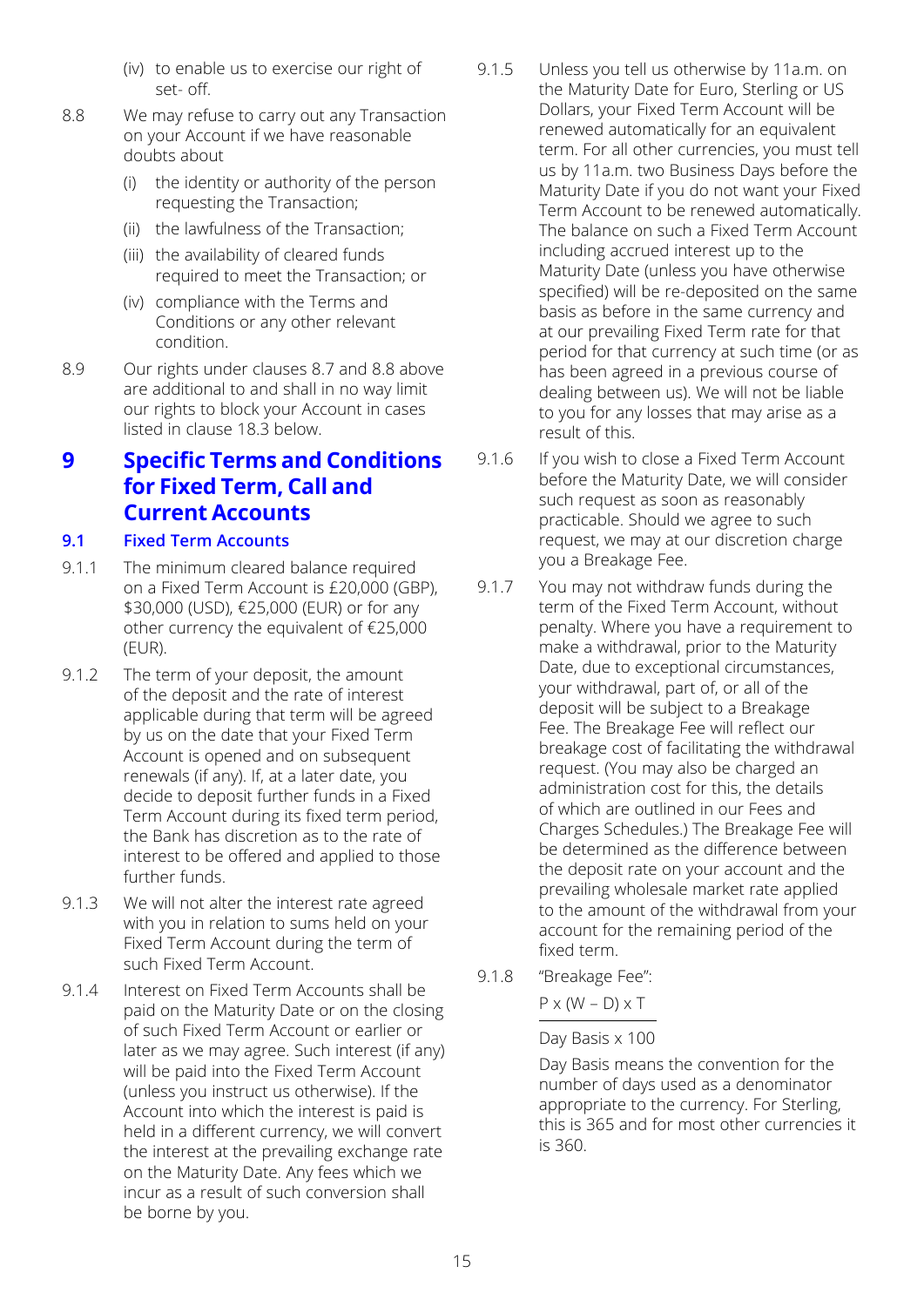(iv) to enable us to exercise our right of set- off.

8.8 We may refuse to carry out any Transaction on your Account if we have reasonable doubts about

(i) the identity or authority of the person requesting the Transaction;

(ii) the lawfulness of the Transaction;

(iii) the availability of cleared funds required to meet the Transaction; or

(iv) compliance with the Terms and Conditions or any other relevant condition.

8.9 Our rights under clauses 8.7 and 8.8 above are additional to and shall in no way limit our rights to block your Account in cases listed in clause 18.3 below.

# 9 Specific Terms and Conditions for Fixed Term, Call and Current Accounts

## 9.1 Fixed Term Accounts

9.1.1 The minimum cleared balance required on a Fixed Term Account is £20,000 (GBP), $30,000 (USD), €25,000 (EUR) or for any other currency the equivalent of €25,000 (EUR).

9.1.2 The term of your deposit, the amount of the deposit and the rate of interest applicable during that term will be agreed by us on the date that your Fixed Term Account is opened and on subsequent renewals (if any). If, at a later date, you decide to deposit further funds in a Fixed Term Account during its fixed term period, the Bank has discretion as to the rate of interest to be offered and applied to those further funds.

9.1.3 We will not alter the interest rate agreed with you in relation to sums held on your Fixed Term Account during the term of such Fixed Term Account.

9.1.4 Interest on Fixed Term Accounts shall be paid on the Maturity Date or on the closing of such Fixed Term Account or earlier or later as we may agree. Such interest (if any) will be paid into the Fixed Term Account (unless you instruct us otherwise). If the Account into which the interest is paid is held in a different currency, we will convert the interest at the prevailing exchange rate on the Maturity Date. Any fees which we incur as a result of such conversion shall be borne by you.

9.1.5 Unless you tell us otherwise by 11a.m. on the Maturity Date for Euro, Sterling or US Dollars, your Fixed Term Account will be renewed automatically for an equivalent term. For all other currencies, you must tell us by 11a.m. two Business Days before the Maturity Date if you do not want your Fixed Term Account to be renewed automatically. The balance on such a Fixed Term Account including accrued interest up to the Maturity Date (unless you have otherwise specified) will be re-deposited on the same basis as before in the same currency and at our prevailing Fixed Term rate for that period for that currency at such time (or as has been agreed in a previous course of dealing between us). We will not be liable to you for any losses that may arise as a result of this.

9.1.6 If you wish to close a Fixed Term Account before the Maturity Date, we will consider such request as soon as reasonably practicable. Should we agree to such request, we may at our discretion charge you a Breakage Fee.

9.1.7 You may not withdraw funds during the term of the Fixed Term Account, without penalty. Where you have a requirement to make a withdrawal, prior to the Maturity Date, due to exceptional circumstances, your withdrawal, part of, or all of the deposit will be subject to a Breakage Fee. The Breakage Fee will reflect our breakage cost of facilitating the withdrawal request. (You may also be charged an administration cost for this, the details of which are outlined in our Fees and Charges Schedules.) The Breakage Fee will be determined as the difference between the deposit rate on your account and the prevailing wholesale market rate applied to the amount of the withdrawal from your account for the remaining period of the fixed term.

9.1.8 "Breakage Fee":

$$\frac{P \times (W - D) \times T}{\text{Day Basis} \times 100}$$

Day Basis means the convention for the number of days used as a denominator appropriate to the currency. For Sterling, this is 365 and for most other currencies it is 360.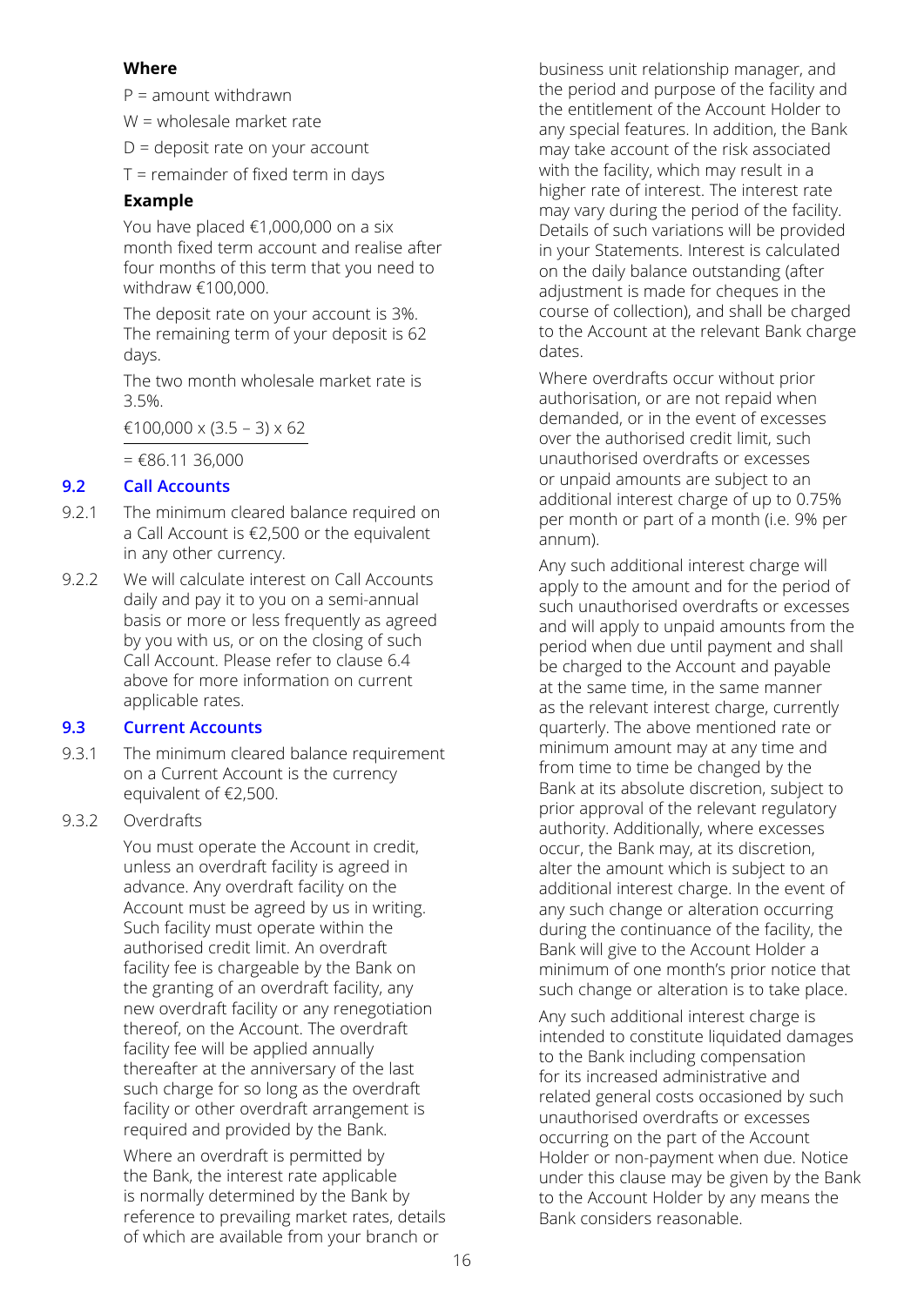**Where**

P = amount withdrawn

W = wholesale market rate

D = deposit rate on your account

T = remainder of fixed term in days

**Example**

You have placed €1,000,000 on a six month fixed term account and realise after four months of this term that you need to withdraw €100,000.

The deposit rate on your account is 3%. The remaining term of your deposit is 62 days.

The two month wholesale market rate is 3.5%.

$$\frac{€100,000 \times (3.5 - 3) \times 62}{36,000} = €86.11$$

## 9.2 Call Accounts

9.2.1 The minimum cleared balance required on a Call Account is €2,500 or the equivalent in any other currency.

9.2.2 We will calculate interest on Call Accounts daily and pay it to you on a semi-annual basis or more or less frequently as agreed by you with us, or on the closing of such Call Account. Please refer to clause 6.4 above for more information on current applicable rates.

## 9.3 Current Accounts

9.3.1 The minimum cleared balance requirement on a Current Account is the currency equivalent of €2,500.

9.3.2 Overdrafts

You must operate the Account in credit, unless an overdraft facility is agreed in advance. Any overdraft facility on the Account must be agreed by us in writing. Such facility must operate within the authorised credit limit. An overdraft facility fee is chargeable by the Bank on the granting of an overdraft facility, any new overdraft facility or any renegotiation thereof, on the Account. The overdraft facility fee will be applied annually thereafter at the anniversary of the last such charge for so long as the overdraft facility or other overdraft arrangement is required and provided by the Bank.

Where an overdraft is permitted by the Bank, the interest rate applicable is normally determined by the Bank by reference to prevailing market rates, details of which are available from your branch or business unit relationship manager, and the period and purpose of the facility and the entitlement of the Account Holder to any special features. In addition, the Bank may take account of the risk associated with the facility, which may result in a higher rate of interest. The interest rate may vary during the period of the facility. Details of such variations will be provided in your Statements. Interest is calculated on the daily balance outstanding (after adjustment is made for cheques in the course of collection), and shall be charged to the Account at the relevant Bank charge dates.

Where overdrafts occur without prior authorisation, or are not repaid when demanded, or in the event of excesses over the authorised credit limit, such unauthorised overdrafts or excesses or unpaid amounts are subject to an additional interest charge of up to 0.75% per month or part of a month (i.e. 9% per annum).

Any such additional interest charge will apply to the amount and for the period of such unauthorised overdrafts or excesses and will apply to unpaid amounts from the period when due until payment and shall be charged to the Account and payable at the same time, in the same manner as the relevant interest charge, currently quarterly. The above mentioned rate or minimum amount may at any time and from time to time be changed by the Bank at its absolute discretion, subject to prior approval of the relevant regulatory authority. Additionally, where excesses occur, the Bank may, at its discretion, alter the amount which is subject to an additional interest charge. In the event of any such change or alteration occurring during the continuance of the facility, the Bank will give to the Account Holder a minimum of one month's prior notice that such change or alteration is to take place.

Any such additional interest charge is intended to constitute liquidated damages to the Bank including compensation for its increased administrative and related general costs occasioned by such unauthorised overdrafts or excesses occurring on the part of the Account Holder or non-payment when due. Notice under this clause may be given by the Bank to the Account Holder by any means the Bank considers reasonable.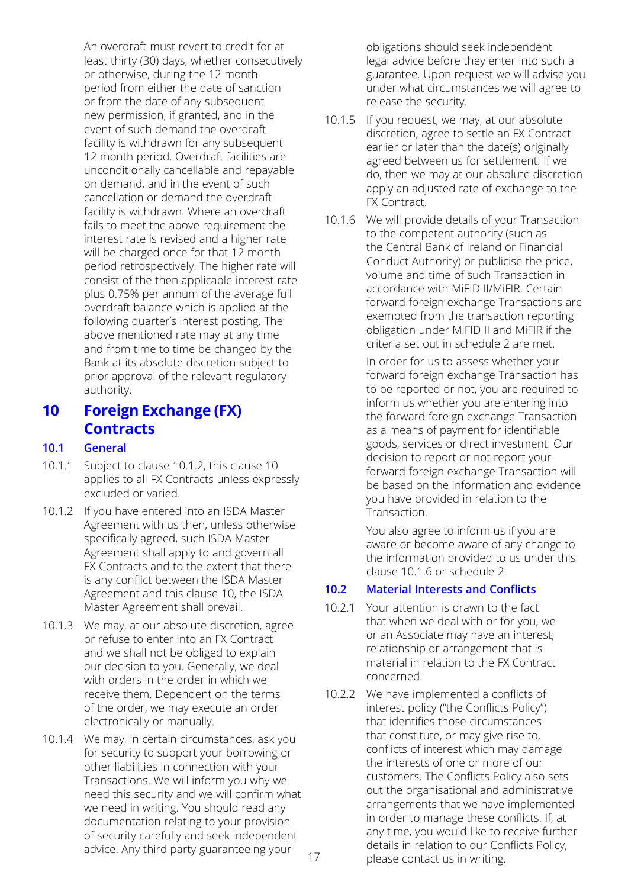An overdraft must revert to credit for at least thirty (30) days, whether consecutively or otherwise, during the 12 month period from either the date of sanction or from the date of any subsequent new permission, if granted, and in the event of such demand the overdraft facility is withdrawn for any subsequent 12 month period. Overdraft facilities are unconditionally cancellable and repayable on demand, and in the event of such cancellation or demand the overdraft facility is withdrawn. Where an overdraft fails to meet the above requirement the interest rate is revised and a higher rate will be charged once for that 12 month period retrospectively. The higher rate will consist of the then applicable interest rate plus 0.75% per annum of the average full overdraft balance which is applied at the following quarter's interest posting. The above mentioned rate may at any time and from time to time be changed by the Bank at its absolute discretion subject to prior approval of the relevant regulatory authority.

# 10 Foreign Exchange (FX) Contracts

## 10.1 General

10.1.1 Subject to clause 10.1.2, this clause 10 applies to all FX Contracts unless expressly excluded or varied.

10.1.2 If you have entered into an ISDA Master Agreement with us then, unless otherwise specifically agreed, such ISDA Master Agreement shall apply to and govern all FX Contracts and to the extent that there is any conflict between the ISDA Master Agreement and this clause 10, the ISDA Master Agreement shall prevail.

10.1.3 We may, at our absolute discretion, agree or refuse to enter into an FX Contract and we shall not be obliged to explain our decision to you. Generally, we deal with orders in the order in which we receive them. Dependent on the terms of the order, we may execute an order electronically or manually.

10.1.4 We may, in certain circumstances, ask you for security to support your borrowing or other liabilities in connection with your Transactions. We will inform you why we need this security and we will confirm what we need in writing. You should read any documentation relating to your provision of security carefully and seek independent advice. Any third party guaranteeing your obligations should seek independent legal advice before they enter into such a guarantee. Upon request we will advise you under what circumstances we will agree to release the security.

10.1.5 If you request, we may, at our absolute discretion, agree to settle an FX Contract earlier or later than the date(s) originally agreed between us for settlement. If we do, then we may at our absolute discretion apply an adjusted rate of exchange to the FX Contract.

10.1.6 We will provide details of your Transaction to the competent authority (such as the Central Bank of Ireland or Financial Conduct Authority) or publicise the price, volume and time of such Transaction in accordance with MiFID II/MiFIR. Certain forward foreign exchange Transactions are exempted from the transaction reporting obligation under MiFID II and MiFIR if the criteria set out in schedule 2 are met.

In order for us to assess whether your forward foreign exchange Transaction has to be reported or not, you are required to inform us whether you are entering into the forward foreign exchange Transaction as a means of payment for identifiable goods, services or direct investment. Our decision to report or not report your forward foreign exchange Transaction will be based on the information and evidence you have provided in relation to the Transaction.

You also agree to inform us if you are aware or become aware of any change to the information provided to us under this clause 10.1.6 or schedule 2.

## 10.2 Material Interests and Conflicts

10.2.1 Your attention is drawn to the fact that when we deal with or for you, we or an Associate may have an interest, relationship or arrangement that is material in relation to the FX Contract concerned.

10.2.2 We have implemented a conflicts of interest policy ("the Conflicts Policy") that identifies those circumstances that constitute, or may give rise to, conflicts of interest which may damage the interests of one or more of our customers. The Conflicts Policy also sets out the organisational and administrative arrangements that we have implemented in order to manage these conflicts. If, at any time, you would like to receive further details in relation to our Conflicts Policy, please contact us in writing.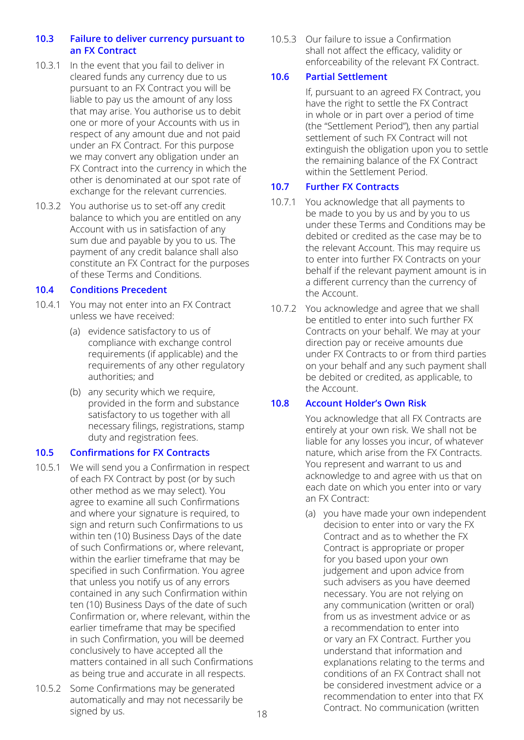### 10.3 Failure to deliver currency pursuant to an FX Contract

10.3.1 In the event that you fail to deliver in cleared funds any currency due to us pursuant to an FX Contract you will be liable to pay us the amount of any loss that may arise. You authorise us to debit one or more of your Accounts with us in respect of any amount due and not paid under an FX Contract. For this purpose we may convert any obligation under an FX Contract into the currency in which the other is denominated at our spot rate of exchange for the relevant currencies.

10.3.2 You authorise us to set-off any credit balance to which you are entitled on any Account with us in satisfaction of any sum due and payable by you to us. The payment of any credit balance shall also constitute an FX Contract for the purposes of these Terms and Conditions.

### 10.4 Conditions Precedent

10.4.1 You may not enter into an FX Contract unless we have received:

(a) evidence satisfactory to us of compliance with exchange control requirements (if applicable) and the requirements of any other regulatory authorities; and

(b) any security which we require, provided in the form and substance satisfactory to us together with all necessary filings, registrations, stamp duty and registration fees.

### 10.5 Confirmations for FX Contracts

10.5.1 We will send you a Confirmation in respect of each FX Contract by post (or by such other method as we may select). You agree to examine all such Confirmations and where your signature is required, to sign and return such Confirmations to us within ten (10) Business Days of the date of such Confirmations or, where relevant, within the earlier timeframe that may be specified in such Confirmation. You agree that unless you notify us of any errors contained in any such Confirmation within ten (10) Business Days of the date of such Confirmation or, where relevant, within the earlier timeframe that may be specified in such Confirmation, you will be deemed conclusively to have accepted all the matters contained in all such Confirmations as being true and accurate in all respects.

10.5.2 Some Confirmations may be generated automatically and may not necessarily be signed by us.

10.5.3 Our failure to issue a Confirmation shall not affect the efficacy, validity or enforceability of the relevant FX Contract.

### 10.6 Partial Settlement

If, pursuant to an agreed FX Contract, you have the right to settle the FX Contract in whole or in part over a period of time (the "Settlement Period"), then any partial settlement of such FX Contract will not extinguish the obligation upon you to settle the remaining balance of the FX Contract within the Settlement Period.

### 10.7 Further FX Contracts

10.7.1 You acknowledge that all payments to be made to you by us and by you to us under these Terms and Conditions may be debited or credited as the case may be to the relevant Account. This may require us to enter into further FX Contracts on your behalf if the relevant payment amount is in a different currency than the currency of the Account.

10.7.2 You acknowledge and agree that we shall be entitled to enter into such further FX Contracts on your behalf. We may at your direction pay or receive amounts due under FX Contracts to or from third parties on your behalf and any such payment shall be debited or credited, as applicable, to the Account.

### 10.8 Account Holder's Own Risk

You acknowledge that all FX Contracts are entirely at your own risk. We shall not be liable for any losses you incur, of whatever nature, which arise from the FX Contracts. You represent and warrant to us and acknowledge to and agree with us that on each date on which you enter into or vary an FX Contract:

(a) you have made your own independent decision to enter into or vary the FX Contract and as to whether the FX Contract is appropriate or proper for you based upon your own judgement and upon advice from such advisers as you have deemed necessary. You are not relying on any communication (written or oral) from us as investment advice or as a recommendation to enter into or vary an FX Contract. Further you understand that information and explanations relating to the terms and conditions of an FX Contract shall not be considered investment advice or a recommendation to enter into that FX Contract. No communication (written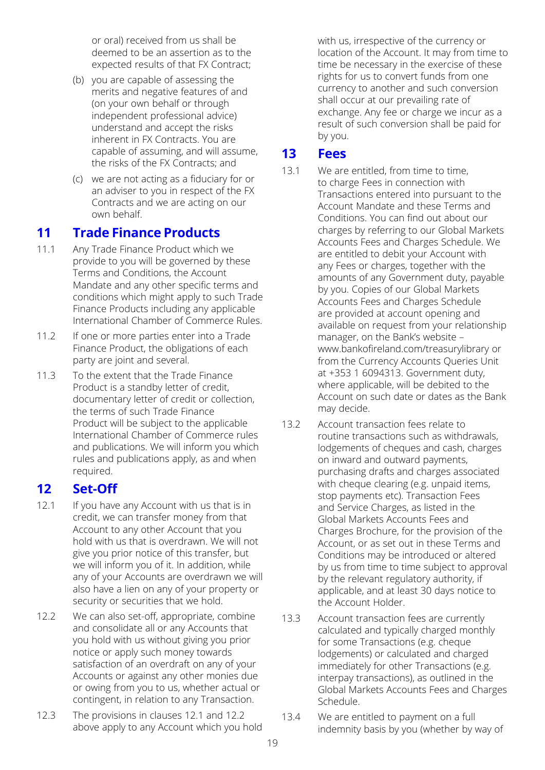or oral) received from us shall be deemed to be an assertion as to the expected results of that FX Contract;

(b) you are capable of assessing the merits and negative features of and (on your own behalf or through independent professional advice) understand and accept the risks inherent in FX Contracts. You are capable of assuming, and will assume, the risks of the FX Contracts; and

(c) we are not acting as a fiduciary for or an adviser to you in respect of the FX Contracts and we are acting on our own behalf.

## 11 Trade Finance Products

11.1 Any Trade Finance Product which we provide to you will be governed by these Terms and Conditions, the Account Mandate and any other specific terms and conditions which might apply to such Trade Finance Products including any applicable International Chamber of Commerce Rules.

11.2 If one or more parties enter into a Trade Finance Product, the obligations of each party are joint and several.

11.3 To the extent that the Trade Finance Product is a standby letter of credit, documentary letter of credit or collection, the terms of such Trade Finance Product will be subject to the applicable International Chamber of Commerce rules and publications. We will inform you which rules and publications apply, as and when required.

## 12 Set-Off

12.1 If you have any Account with us that is in credit, we can transfer money from that Account to any other Account that you hold with us that is overdrawn. We will not give you prior notice of this transfer, but we will inform you of it. In addition, while any of your Accounts are overdrawn we will also have a lien on any of your property or security or securities that we hold.

12.2 We can also set-off, appropriate, combine and consolidate all or any Accounts that you hold with us without giving you prior notice or apply such money towards satisfaction of an overdraft on any of your Accounts or against any other monies due or owing from you to us, whether actual or contingent, in relation to any Transaction.

12.3 The provisions in clauses 12.1 and 12.2 above apply to any Account which you hold with us, irrespective of the currency or location of the Account. It may from time to time be necessary in the exercise of these rights for us to convert funds from one currency to another and such conversion shall occur at our prevailing rate of exchange. Any fee or charge we incur as a result of such conversion shall be paid for by you.

## 13 Fees

13.1 We are entitled, from time to time, to charge Fees in connection with Transactions entered into pursuant to the Account Mandate and these Terms and Conditions. You can find out about our charges by referring to our Global Markets Accounts Fees and Charges Schedule. We are entitled to debit your Account with any Fees or charges, together with the amounts of any Government duty, payable by you. Copies of our Global Markets Accounts Fees and Charges Schedule are provided at account opening and available on request from your relationship manager, on the Bank's website – www.bankofireland.com/treasurylibrary or from the Currency Accounts Queries Unit at +353 1 6094313. Government duty, where applicable, will be debited to the Account on such date or dates as the Bank may decide.

13.2 Account transaction fees relate to routine transactions such as withdrawals, lodgements of cheques and cash, charges on inward and outward payments, purchasing drafts and charges associated with cheque clearing (e.g. unpaid items, stop payments etc). Transaction Fees and Service Charges, as listed in the Global Markets Accounts Fees and Charges Brochure, for the provision of the Account, or as set out in these Terms and Conditions may be introduced or altered by us from time to time subject to approval by the relevant regulatory authority, if applicable, and at least 30 days notice to the Account Holder.

13.3 Account transaction fees are currently calculated and typically charged monthly for some Transactions (e.g. cheque lodgements) or calculated and charged immediately for other Transactions (e.g. interpay transactions), as outlined in the Global Markets Accounts Fees and Charges Schedule.

13.4 We are entitled to payment on a full indemnity basis by you (whether by way of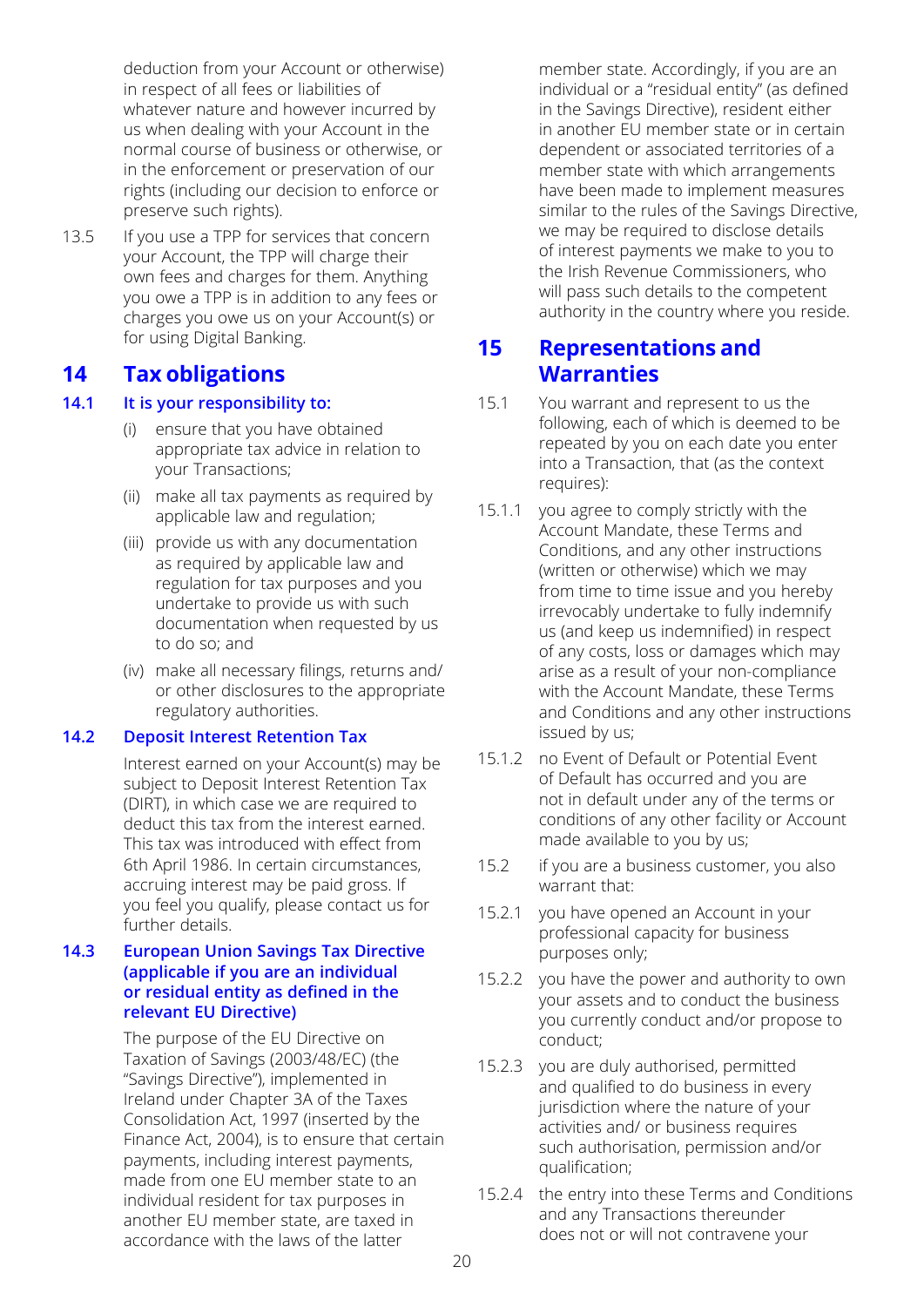deduction from your Account or otherwise) in respect of all fees or liabilities of whatever nature and however incurred by us when dealing with your Account in the normal course of business or otherwise, or in the enforcement or preservation of our rights (including our decision to enforce or preserve such rights).

13.5 If you use a TPP for services that concern your Account, the TPP will charge their own fees and charges for them. Anything you owe a TPP is in addition to any fees or charges you owe us on your Account(s) or for using Digital Banking.

## 14 Tax obligations

### 14.1 It is your responsibility to:

(i) ensure that you have obtained appropriate tax advice in relation to your Transactions;

(ii) make all tax payments as required by applicable law and regulation;

(iii) provide us with any documentation as required by applicable law and regulation for tax purposes and you undertake to provide us with such documentation when requested by us to do so; and

(iv) make all necessary filings, returns and/ or other disclosures to the appropriate regulatory authorities.

### 14.2 Deposit Interest Retention Tax

Interest earned on your Account(s) may be subject to Deposit Interest Retention Tax (DIRT), in which case we are required to deduct this tax from the interest earned. This tax was introduced with effect from 6th April 1986. In certain circumstances, accruing interest may be paid gross. If you feel you qualify, please contact us for further details.

### 14.3 European Union Savings Tax Directive (applicable if you are an individual or residual entity as defined in the relevant EU Directive)

The purpose of the EU Directive on Taxation of Savings (2003/48/EC) (the "Savings Directive"), implemented in Ireland under Chapter 3A of the Taxes Consolidation Act, 1997 (inserted by the Finance Act, 2004), is to ensure that certain payments, including interest payments, made from one EU member state to an individual resident for tax purposes in another EU member state, are taxed in accordance with the laws of the latter member state. Accordingly, if you are an individual or a "residual entity" (as defined in the Savings Directive), resident either in another EU member state or in certain dependent or associated territories of a member state with which arrangements have been made to implement measures similar to the rules of the Savings Directive, we may be required to disclose details of interest payments we make to you to the Irish Revenue Commissioners, who will pass such details to the competent authority in the country where you reside.

## 15 Representations and Warranties

15.1 You warrant and represent to us the following, each of which is deemed to be repeated by you on each date you enter into a Transaction, that (as the context requires):

15.1.1 you agree to comply strictly with the Account Mandate, these Terms and Conditions, and any other instructions (written or otherwise) which we may from time to time issue and you hereby irrevocably undertake to fully indemnify us (and keep us indemnified) in respect of any costs, loss or damages which may arise as a result of your non-compliance with the Account Mandate, these Terms and Conditions and any other instructions issued by us;

15.1.2 no Event of Default or Potential Event of Default has occurred and you are not in default under any of the terms or conditions of any other facility or Account made available to you by us;

15.2 if you are a business customer, you also warrant that:

15.2.1 you have opened an Account in your professional capacity for business purposes only;

15.2.2 you have the power and authority to own your assets and to conduct the business you currently conduct and/or propose to conduct;

15.2.3 you are duly authorised, permitted and qualified to do business in every jurisdiction where the nature of your activities and/ or business requires such authorisation, permission and/or qualification;

15.2.4 the entry into these Terms and Conditions and any Transactions thereunder does not or will not contravene your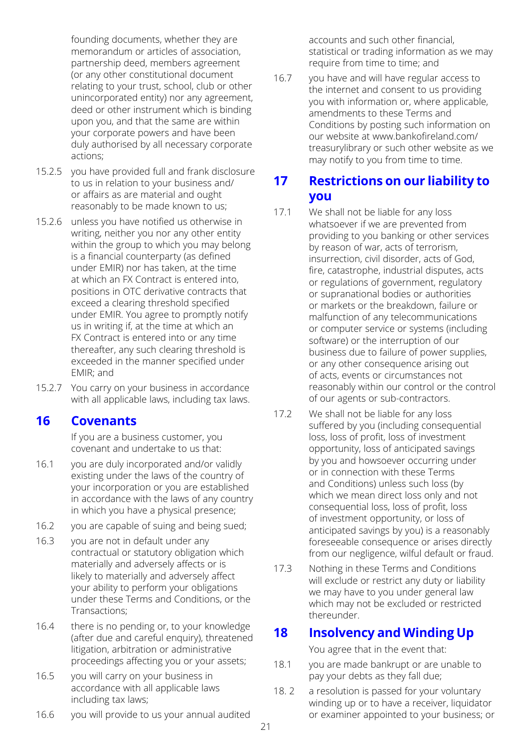founding documents, whether they are memorandum or articles of association, partnership deed, members agreement (or any other constitutional document relating to your trust, school, club or other unincorporated entity) nor any agreement, deed or other instrument which is binding upon you, and that the same are within your corporate powers and have been duly authorised by all necessary corporate actions;

15.2.5 you have provided full and frank disclosure to us in relation to your business and/ or affairs as are material and ought reasonably to be made known to us;

15.2.6 unless you have notified us otherwise in writing, neither you nor any other entity within the group to which you may belong is a financial counterparty (as defined under EMIR) nor has taken, at the time at which an FX Contract is entered into, positions in OTC derivative contracts that exceed a clearing threshold specified under EMIR. You agree to promptly notify us in writing if, at the time at which an FX Contract is entered into or any time thereafter, any such clearing threshold is exceeded in the manner specified under EMIR; and

15.2.7 You carry on your business in accordance with all applicable laws, including tax laws.

## 16 Covenants

If you are a business customer, you covenant and undertake to us that:

16.1 you are duly incorporated and/or validly existing under the laws of the country of your incorporation or you are established in accordance with the laws of any country in which you have a physical presence;

16.2 you are capable of suing and being sued;

16.3 you are not in default under any contractual or statutory obligation which materially and adversely affects or is likely to materially and adversely affect your ability to perform your obligations under these Terms and Conditions, or the Transactions;

16.4 there is no pending or, to your knowledge (after due and careful enquiry), threatened litigation, arbitration or administrative proceedings affecting you or your assets;

16.5 you will carry on your business in accordance with all applicable laws including tax laws;

16.6 you will provide to us your annual audited accounts and such other financial, statistical or trading information as we may require from time to time; and

16.7 you have and will have regular access to the internet and consent to us providing you with information or, where applicable, amendments to these Terms and Conditions by posting such information on our website at www.bankofireland.com/treasurylibrary or such other website as we may notify to you from time to time.

## 17 Restrictions on our liability to you

17.1 We shall not be liable for any loss whatsoever if we are prevented from providing to you banking or other services by reason of war, acts of terrorism, insurrection, civil disorder, acts of God, fire, catastrophe, industrial disputes, acts or regulations of government, regulatory or supranational bodies or authorities or markets or the breakdown, failure or malfunction of any telecommunications or computer service or systems (including software) or the interruption of our business due to failure of power supplies, or any other consequence arising out of acts, events or circumstances not reasonably within our control or the control of our agents or sub-contractors.

17.2 We shall not be liable for any loss suffered by you (including consequential loss, loss of profit, loss of investment opportunity, loss of anticipated savings by you and howsoever occurring under or in connection with these Terms and Conditions) unless such loss (by which we mean direct loss only and not consequential loss, loss of profit, loss of investment opportunity, or loss of anticipated savings by you) is a reasonably foreseeable consequence or arises directly from our negligence, wilful default or fraud.

17.3 Nothing in these Terms and Conditions will exclude or restrict any duty or liability we may have to you under general law which may not be excluded or restricted thereunder.

## 18 Insolvency and Winding Up

You agree that in the event that:

18.1 you are made bankrupt or are unable to pay your debts as they fall due;

18. 2 a resolution is passed for your voluntary winding up or to have a receiver, liquidator or examiner appointed to your business; or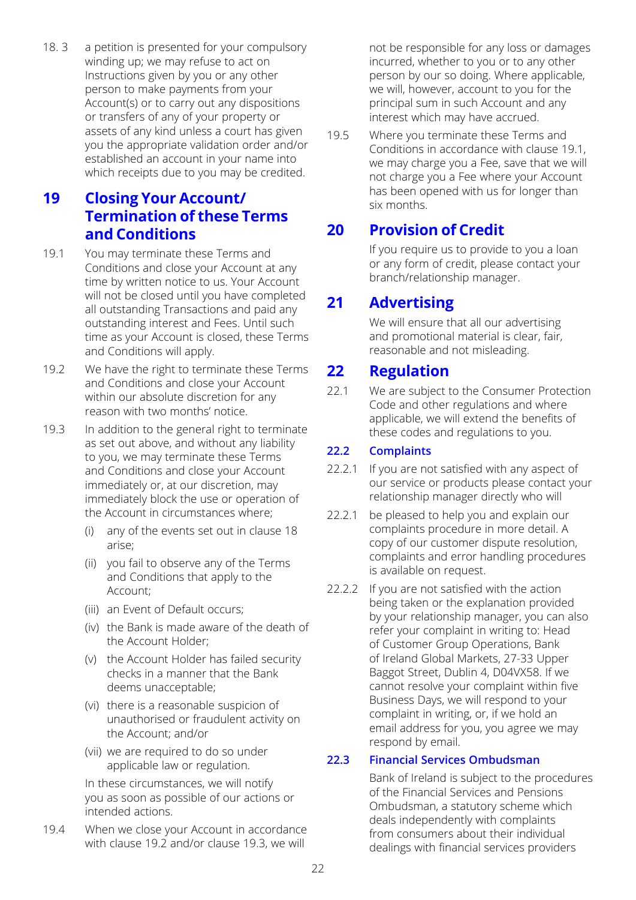18. 3 a petition is presented for your compulsory winding up; we may refuse to act on Instructions given by you or any other person to make payments from your Account(s) or to carry out any dispositions or transfers of any of your property or assets of any kind unless a court has given you the appropriate validation order and/or established an account in your name into which receipts due to you may be credited.

## 19 Closing Your Account/ Termination of these Terms and Conditions

19.1 You may terminate these Terms and Conditions and close your Account at any time by written notice to us. Your Account will not be closed until you have completed all outstanding Transactions and paid any outstanding interest and Fees. Until such time as your Account is closed, these Terms and Conditions will apply.

19.2 We have the right to terminate these Terms and Conditions and close your Account within our absolute discretion for any reason with two months' notice.

19.3 In addition to the general right to terminate as set out above, and without any liability to you, we may terminate these Terms and Conditions and close your Account immediately or, at our discretion, may immediately block the use or operation of the Account in circumstances where;

- (i) any of the events set out in clause 18 arise;
- (ii) you fail to observe any of the Terms and Conditions that apply to the Account;
- (iii) an Event of Default occurs;
- (iv) the Bank is made aware of the death of the Account Holder;
- (v) the Account Holder has failed security checks in a manner that the Bank deems unacceptable;
- (vi) there is a reasonable suspicion of unauthorised or fraudulent activity on the Account; and/or
- (vii) we are required to do so under applicable law or regulation.

In these circumstances, we will notify you as soon as possible of our actions or intended actions.

19.4 When we close your Account in accordance with clause 19.2 and/or clause 19.3, we will not be responsible for any loss or damages incurred, whether to you or to any other person by our so doing. Where applicable, we will, however, account to you for the principal sum in such Account and any interest which may have accrued.

19.5 Where you terminate these Terms and Conditions in accordance with clause 19.1, we may charge you a Fee, save that we will not charge you a Fee where your Account has been opened with us for longer than six months.

## 20 Provision of Credit

If you require us to provide to you a loan or any form of credit, please contact your branch/relationship manager.

## 21 Advertising

We will ensure that all our advertising and promotional material is clear, fair, reasonable and not misleading.

## 22 Regulation

22.1 We are subject to the Consumer Protection Code and other regulations and where applicable, we will extend the benefits of these codes and regulations to you.

### 22.2 Complaints

22.2.1 If you are not satisfied with any aspect of our service or products please contact your relationship manager directly who will

22.2.1 be pleased to help you and explain our complaints procedure in more detail. A copy of our customer dispute resolution, complaints and error handling procedures is available on request.

22.2.2 If you are not satisfied with the action being taken or the explanation provided by your relationship manager, you can also refer your complaint in writing to: Head of Customer Group Operations, Bank of Ireland Global Markets, 27-33 Upper Baggot Street, Dublin 4, D04VX58. If we cannot resolve your complaint within five Business Days, we will respond to your complaint in writing, or, if we hold an email address for you, you agree we may respond by email.

### 22.3 Financial Services Ombudsman

Bank of Ireland is subject to the procedures of the Financial Services and Pensions Ombudsman, a statutory scheme which deals independently with complaints from consumers about their individual dealings with financial services providers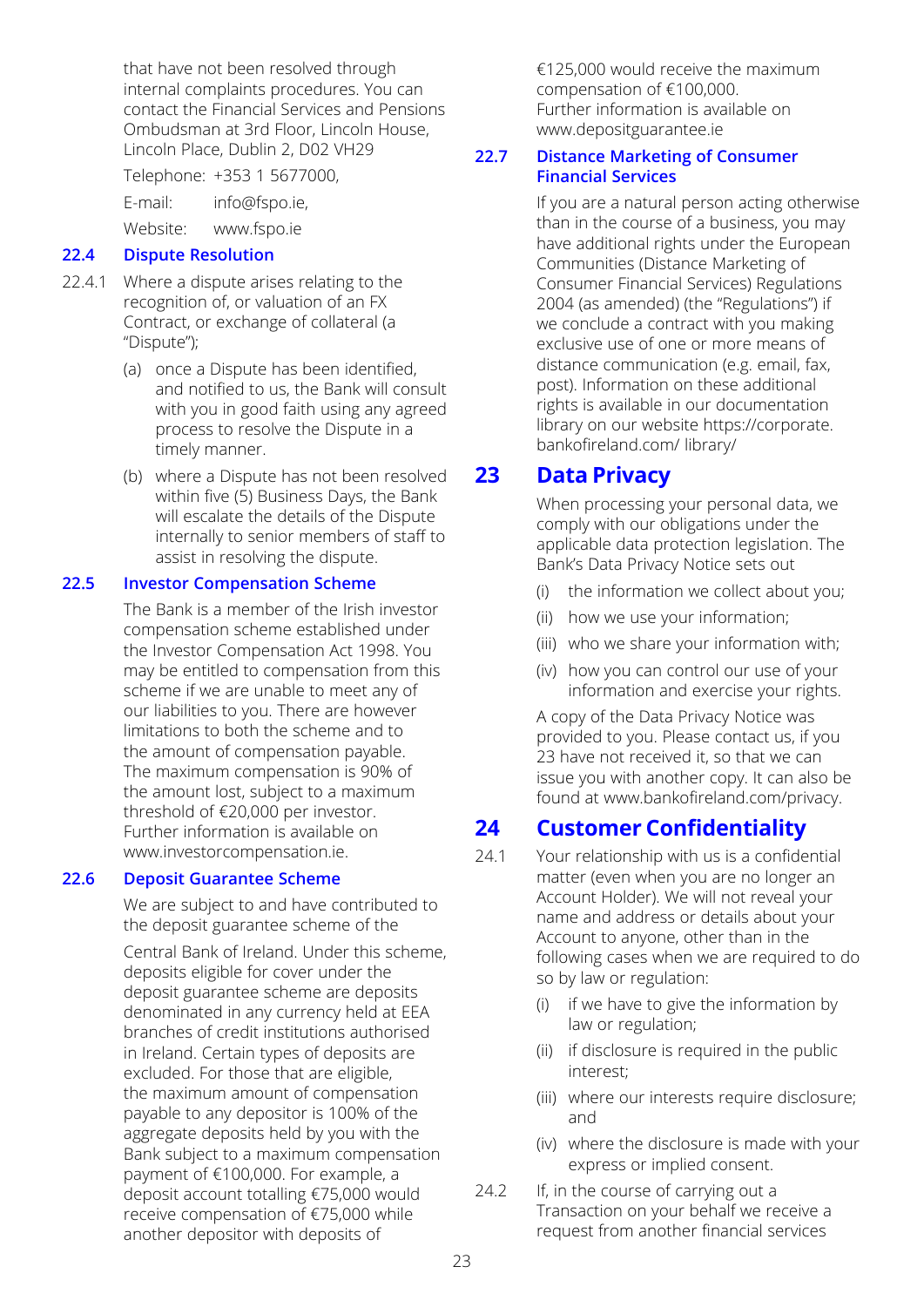that have not been resolved through internal complaints procedures. You can contact the Financial Services and Pensions Ombudsman at 3rd Floor, Lincoln House, Lincoln Place, Dublin 2, D02 VH29

Telephone: +353 1 5677000,

E-mail: info@fspo.ie,

Website: www.fspo.ie

### 22.4 Dispute Resolution

22.4.1 Where a dispute arises relating to the recognition of, or valuation of an FX Contract, or exchange of collateral (a "Dispute");

(a) once a Dispute has been identified, and notified to us, the Bank will consult with you in good faith using any agreed process to resolve the Dispute in a timely manner.

(b) where a Dispute has not been resolved within five (5) Business Days, the Bank will escalate the details of the Dispute internally to senior members of staff to assist in resolving the dispute.

### 22.5 Investor Compensation Scheme

The Bank is a member of the Irish investor compensation scheme established under the Investor Compensation Act 1998. You may be entitled to compensation from this scheme if we are unable to meet any of our liabilities to you. There are however limitations to both the scheme and to the amount of compensation payable. The maximum compensation is 90% of the amount lost, subject to a maximum threshold of €20,000 per investor. Further information is available on www.investorcompensation.ie.

### 22.6 Deposit Guarantee Scheme

We are subject to and have contributed to the deposit guarantee scheme of the Central Bank of Ireland. Under this scheme, deposits eligible for cover under the deposit guarantee scheme are deposits denominated in any currency held at EEA branches of credit institutions authorised in Ireland. Certain types of deposits are excluded. For those that are eligible, the maximum amount of compensation payable to any depositor is 100% of the aggregate deposits held by you with the Bank subject to a maximum compensation payment of €100,000. For example, a deposit account totalling €75,000 would receive compensation of €75,000 while another depositor with deposits of €125,000 would receive the maximum compensation of €100,000. Further information is available on www.depositguarantee.ie

### 22.7 Distance Marketing of Consumer Financial Services

If you are a natural person acting otherwise than in the course of a business, you may have additional rights under the European Communities (Distance Marketing of Consumer Financial Services) Regulations 2004 (as amended) (the "Regulations") if we conclude a contract with you making exclusive use of one or more means of distance communication (e.g. email, fax, post). Information on these additional rights is available in our documentation library on our website https://corporate.bankofireland.com/ library/

## 23 Data Privacy

When processing your personal data, we comply with our obligations under the applicable data protection legislation. The Bank's Data Privacy Notice sets out

(i) the information we collect about you;

(ii) how we use your information;

(iii) who we share your information with;

(iv) how you can control our use of your information and exercise your rights.

A copy of the Data Privacy Notice was provided to you. Please contact us, if you 23 have not received it, so that we can issue you with another copy. It can also be found at www.bankofireland.com/privacy.

## 24 Customer Confidentiality

24.1 Your relationship with us is a confidential matter (even when you are no longer an Account Holder). We will not reveal your name and address or details about your Account to anyone, other than in the following cases when we are required to do so by law or regulation:

(i) if we have to give the information by law or regulation;

(ii) if disclosure is required in the public interest;

(iii) where our interests require disclosure; and

(iv) where the disclosure is made with your express or implied consent.

24.2 If, in the course of carrying out a Transaction on your behalf we receive a request from another financial services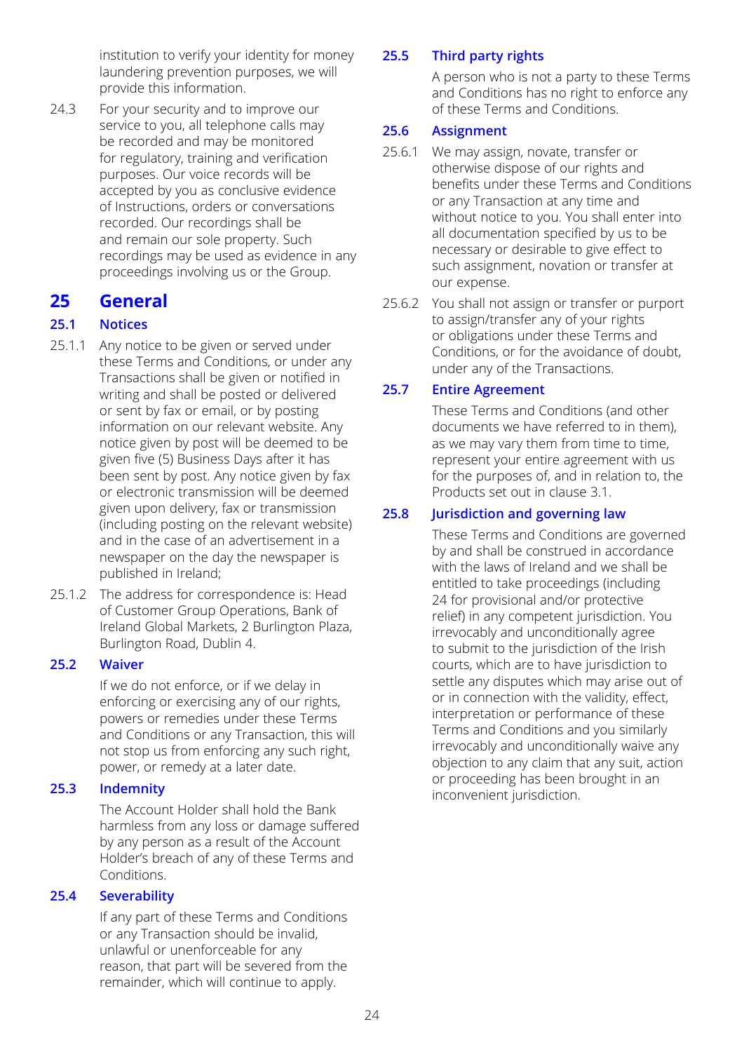institution to verify your identity for money laundering prevention purposes, we will provide this information.

24.3 For your security and to improve our service to you, all telephone calls may be recorded and may be monitored for regulatory, training and verification purposes. Our voice records will be accepted by you as conclusive evidence of Instructions, orders or conversations recorded. Our recordings shall be and remain our sole property. Such recordings may be used as evidence in any proceedings involving us or the Group.

# 25 General

## 25.1 Notices

25.1.1 Any notice to be given or served under these Terms and Conditions, or under any Transactions shall be given or notified in writing and shall be posted or delivered or sent by fax or email, or by posting information on our relevant website. Any notice given by post will be deemed to be given five (5) Business Days after it has been sent by post. Any notice given by fax or electronic transmission will be deemed given upon delivery, fax or transmission (including posting on the relevant website) and in the case of an advertisement in a newspaper on the day the newspaper is published in Ireland;

25.1.2 The address for correspondence is: Head of Customer Group Operations, Bank of Ireland Global Markets, 2 Burlington Plaza, Burlington Road, Dublin 4.

## 25.2 Waiver

If we do not enforce, or if we delay in enforcing or exercising any of our rights, powers or remedies under these Terms and Conditions or any Transaction, this will not stop us from enforcing any such right, power, or remedy at a later date.

## 25.3 Indemnity

The Account Holder shall hold the Bank harmless from any loss or damage suffered by any person as a result of the Account Holder's breach of any of these Terms and Conditions.

## 25.4 Severability

If any part of these Terms and Conditions or any Transaction should be invalid, unlawful or unenforceable for any reason, that part will be severed from the remainder, which will continue to apply.

## 25.5 Third party rights

A person who is not a party to these Terms and Conditions has no right to enforce any of these Terms and Conditions.

## 25.6 Assignment

25.6.1 We may assign, novate, transfer or otherwise dispose of our rights and benefits under these Terms and Conditions or any Transaction at any time and without notice to you. You shall enter into all documentation specified by us to be necessary or desirable to give effect to such assignment, novation or transfer at our expense.

25.6.2 You shall not assign or transfer or purport to assign/transfer any of your rights or obligations under these Terms and Conditions, or for the avoidance of doubt, under any of the Transactions.

## 25.7 Entire Agreement

These Terms and Conditions (and other documents we have referred to in them), as we may vary them from time to time, represent your entire agreement with us for the purposes of, and in relation to, the Products set out in clause 3.1.

## 25.8 Jurisdiction and governing law

These Terms and Conditions are governed by and shall be construed in accordance with the laws of Ireland and we shall be entitled to take proceedings (including 24 for provisional and/or protective relief) in any competent jurisdiction. You irrevocably and unconditionally agree to submit to the jurisdiction of the Irish courts, which are to have jurisdiction to settle any disputes which may arise out of or in connection with the validity, effect, interpretation or performance of these Terms and Conditions and you similarly irrevocably and unconditionally waive any objection to any claim that any suit, action or proceeding has been brought in an inconvenient jurisdiction.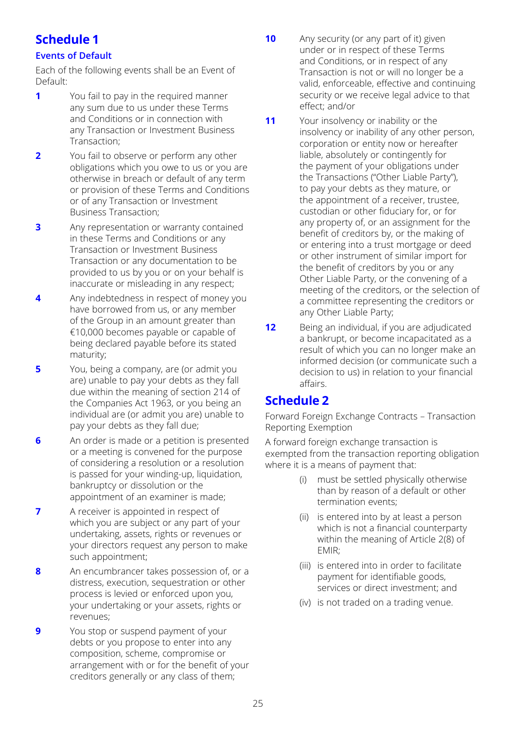# Schedule 1

### Events of Default

Each of the following events shall be an Event of Default:

**1** You fail to pay in the required manner any sum due to us under these Terms and Conditions or in connection with any Transaction or Investment Business Transaction;

**2** You fail to observe or perform any other obligations which you owe to us or you are otherwise in breach or default of any term or provision of these Terms and Conditions or of any Transaction or Investment Business Transaction;

**3** Any representation or warranty contained in these Terms and Conditions or any Transaction or Investment Business Transaction or any documentation to be provided to us by you or on your behalf is inaccurate or misleading in any respect;

**4** Any indebtedness in respect of money you have borrowed from us, or any member of the Group in an amount greater than €10,000 becomes payable or capable of being declared payable before its stated maturity;

**5** You, being a company, are (or admit you are) unable to pay your debts as they fall due within the meaning of section 214 of the Companies Act 1963, or you being an individual are (or admit you are) unable to pay your debts as they fall due;

**6** An order is made or a petition is presented or a meeting is convened for the purpose of considering a resolution or a resolution is passed for your winding-up, liquidation, bankruptcy or dissolution or the appointment of an examiner is made;

**7** A receiver is appointed in respect of which you are subject or any part of your undertaking, assets, rights or revenues or your directors request any person to make such appointment;

**8** An encumbrancer takes possession of, or a distress, execution, sequestration or other process is levied or enforced upon you, your undertaking or your assets, rights or revenues;

**9** You stop or suspend payment of your debts or you propose to enter into any composition, scheme, compromise or arrangement with or for the benefit of your creditors generally or any class of them;

**10** Any security (or any part of it) given under or in respect of these Terms and Conditions, or in respect of any Transaction is not or will no longer be a valid, enforceable, effective and continuing security or we receive legal advice to that effect; and/or

**11** Your insolvency or inability or the insolvency or inability of any other person, corporation or entity now or hereafter liable, absolutely or contingently for the payment of your obligations under the Transactions ("Other Liable Party"), to pay your debts as they mature, or the appointment of a receiver, trustee, custodian or other fiduciary for, or for any property of, or an assignment for the benefit of creditors by, or the making of or entering into a trust mortgage or deed or other instrument of similar import for the benefit of creditors by you or any Other Liable Party, or the convening of a meeting of the creditors, or the selection of a committee representing the creditors or any Other Liable Party;

**12** Being an individual, if you are adjudicated a bankrupt, or become incapacitated as a result of which you can no longer make an informed decision (or communicate such a decision to us) in relation to your financial affairs.

# Schedule 2

Forward Foreign Exchange Contracts – Transaction Reporting Exemption

A forward foreign exchange transaction is exempted from the transaction reporting obligation where it is a means of payment that:

(i) must be settled physically otherwise than by reason of a default or other termination events;

(ii) is entered into by at least a person which is not a financial counterparty within the meaning of Article 2(8) of EMIR;

(iii) is entered into in order to facilitate payment for identifiable goods, services or direct investment; and

(iv) is not traded on a trading venue.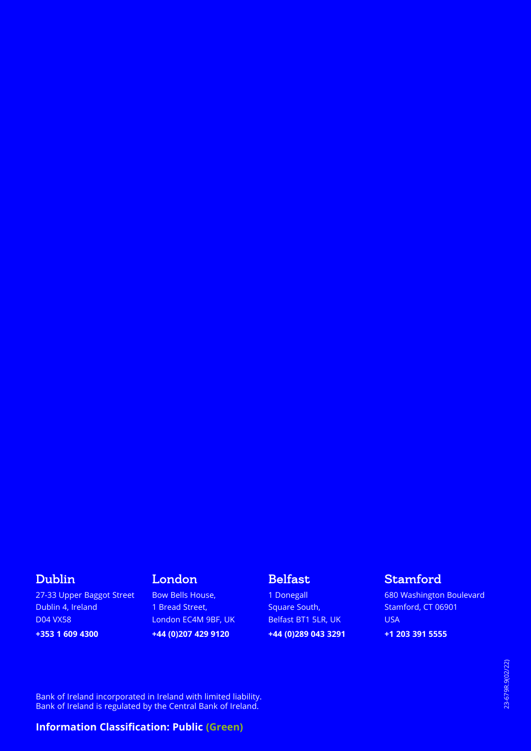### Dublin

27-33 Upper Baggot Street
Dublin 4, Ireland
D04 VX58
**+353 1 609 4300**

### London

Bow Bells House,
1 Bread Street,
London EC4M 9BF, UK
**+44 (0)207 429 9120**

### Belfast

1 Donegall
Square South,
Belfast BT1 5LR, UK
**+44 (0)289 043 3291**

### Stamford

680 Washington Boulevard
Stamford, CT 06901
USA
**+1 203 391 5555**

23-679R.9(02/22)

Bank of Ireland incorporated in Ireland with limited liability.
Bank of Ireland is regulated by the Central Bank of Ireland.

**Information Classification: Public (Green)**